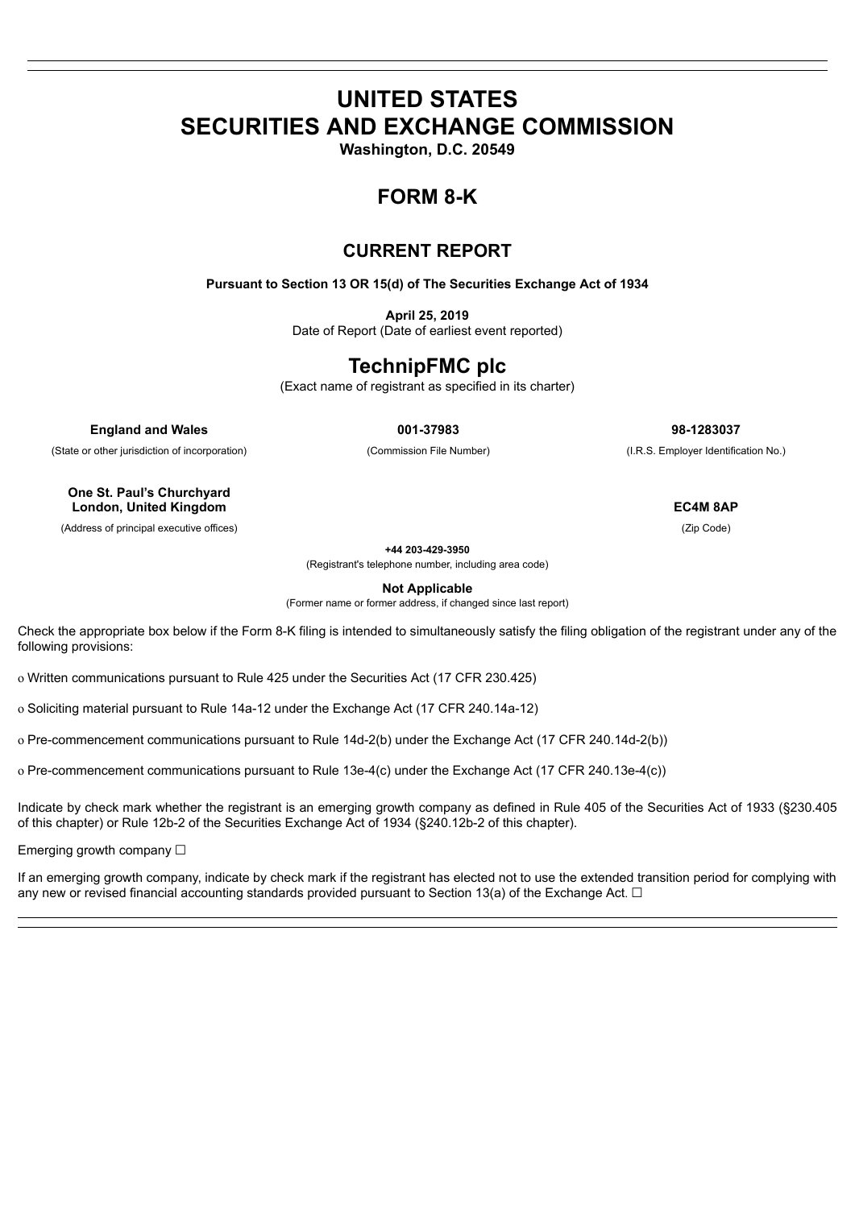# UNITED STATES
# SECURITIES AND EXCHANGE COMMISSION

**Washington, D.C. 20549**

## FORM 8-K

### CURRENT REPORT

**Pursuant to Section 13 OR 15(d) of The Securities Exchange Act of 1934**

**April 25, 2019**
Date of Report (Date of earliest event reported)

## TechnipFMC plc

(Exact name of registrant as specified in its charter)

| | | |
|---|---|---|
| **England and Wales** | **001-37983** | **98-1283037** |
| (State or other jurisdiction of incorporation) | (Commission File Number) | (I.R.S. Employer Identification No.) |

| | |
|---|---|
| **One St. Paul's Churchyard London, United Kingdom** | **EC4M 8AP** |
| (Address of principal executive offices) | (Zip Code) |

**+44 203-429-3950**
(Registrant's telephone number, including area code)

**Not Applicable**
(Former name or former address, if changed since last report)

Check the appropriate box below if the Form 8-K filing is intended to simultaneously satisfy the filing obligation of the registrant under any of the following provisions:

o Written communications pursuant to Rule 425 under the Securities Act (17 CFR 230.425)

o Soliciting material pursuant to Rule 14a-12 under the Exchange Act (17 CFR 240.14a-12)

o Pre-commencement communications pursuant to Rule 14d-2(b) under the Exchange Act (17 CFR 240.14d-2(b))

o Pre-commencement communications pursuant to Rule 13e-4(c) under the Exchange Act (17 CFR 240.13e-4(c))

Indicate by check mark whether the registrant is an emerging growth company as defined in Rule 405 of the Securities Act of 1933 (§230.405 of this chapter) or Rule 12b-2 of the Securities Exchange Act of 1934 (§240.12b-2 of this chapter).

Emerging growth company ☐

If an emerging growth company, indicate by check mark if the registrant has elected not to use the extended transition period for complying with any new or revised financial accounting standards provided pursuant to Section 13(a) of the Exchange Act. ☐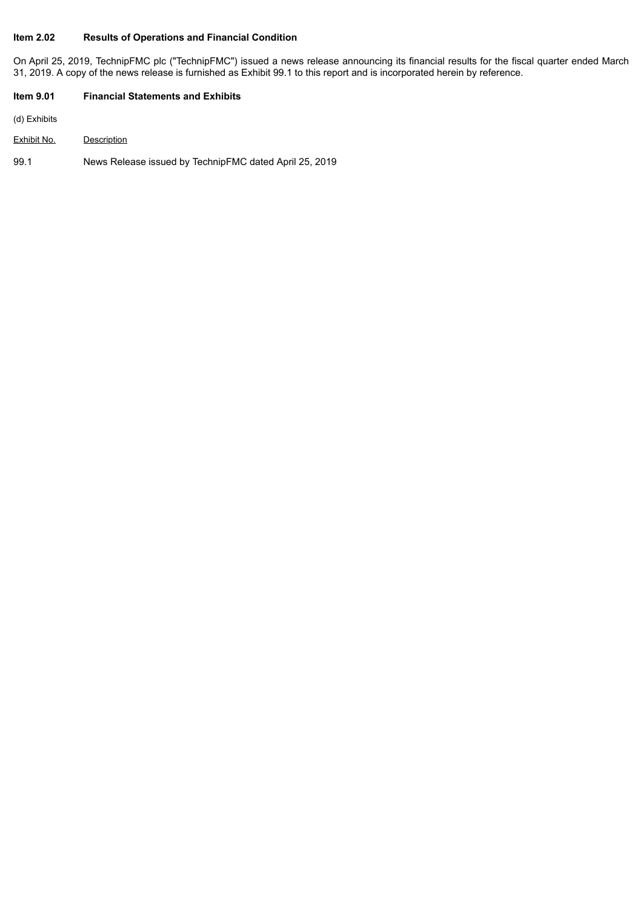**Item 2.02 Results of Operations and Financial Condition**

On April 25, 2019, TechnipFMC plc ("TechnipFMC") issued a news release announcing its financial results for the fiscal quarter ended March 31, 2019. A copy of the news release is furnished as Exhibit 99.1 to this report and is incorporated herein by reference.

**Item 9.01 Financial Statements and Exhibits**

(d) Exhibits

| Exhibit No. | Description |
| --- | --- |
| 99.1 | News Release issued by TechnipFMC dated April 25, 2019 |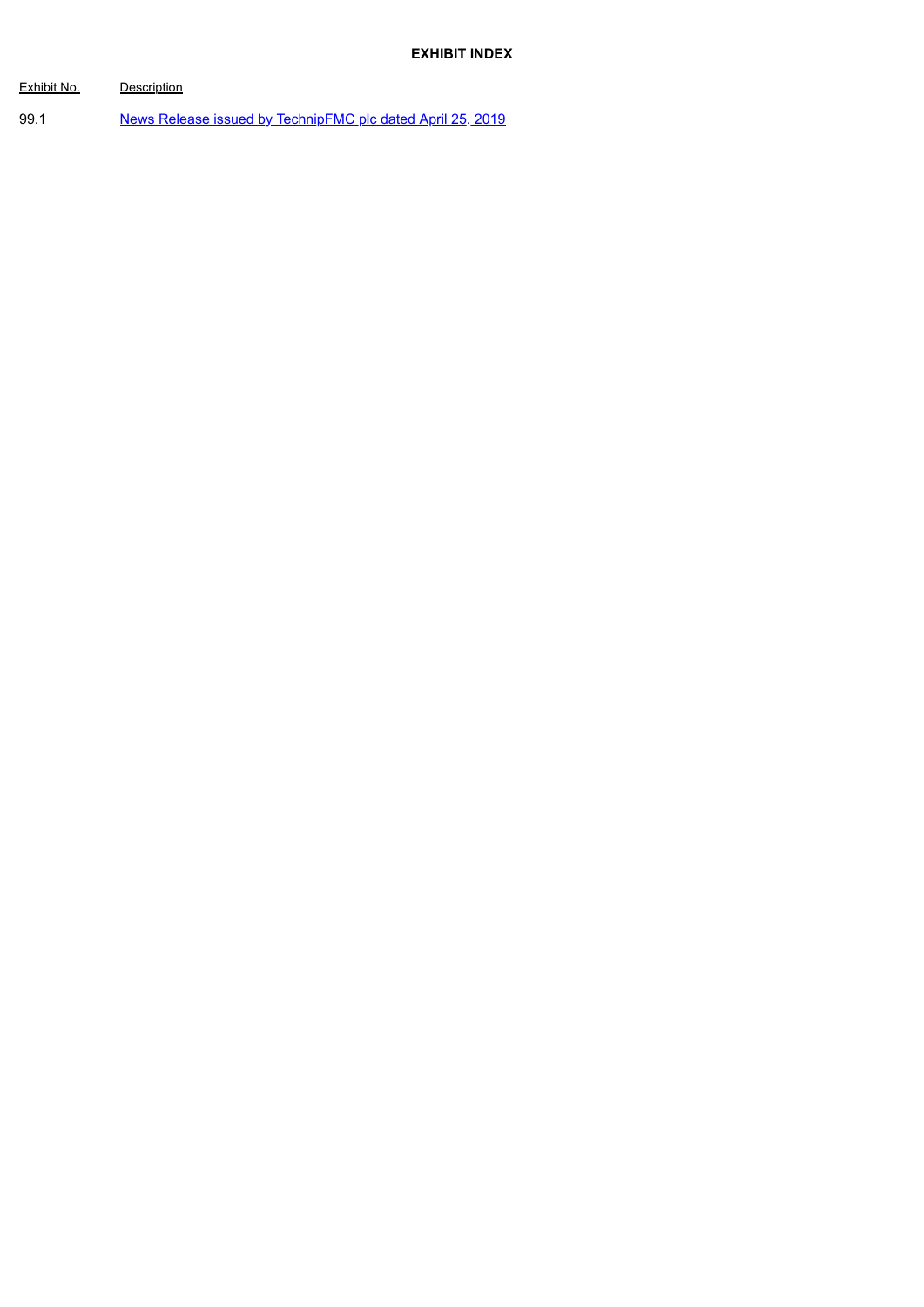**EXHIBIT INDEX**

| Exhibit No. | Description |
|---|---|
| 99.1 | News Release issued by TechnipFMC plc dated April 25, 2019 |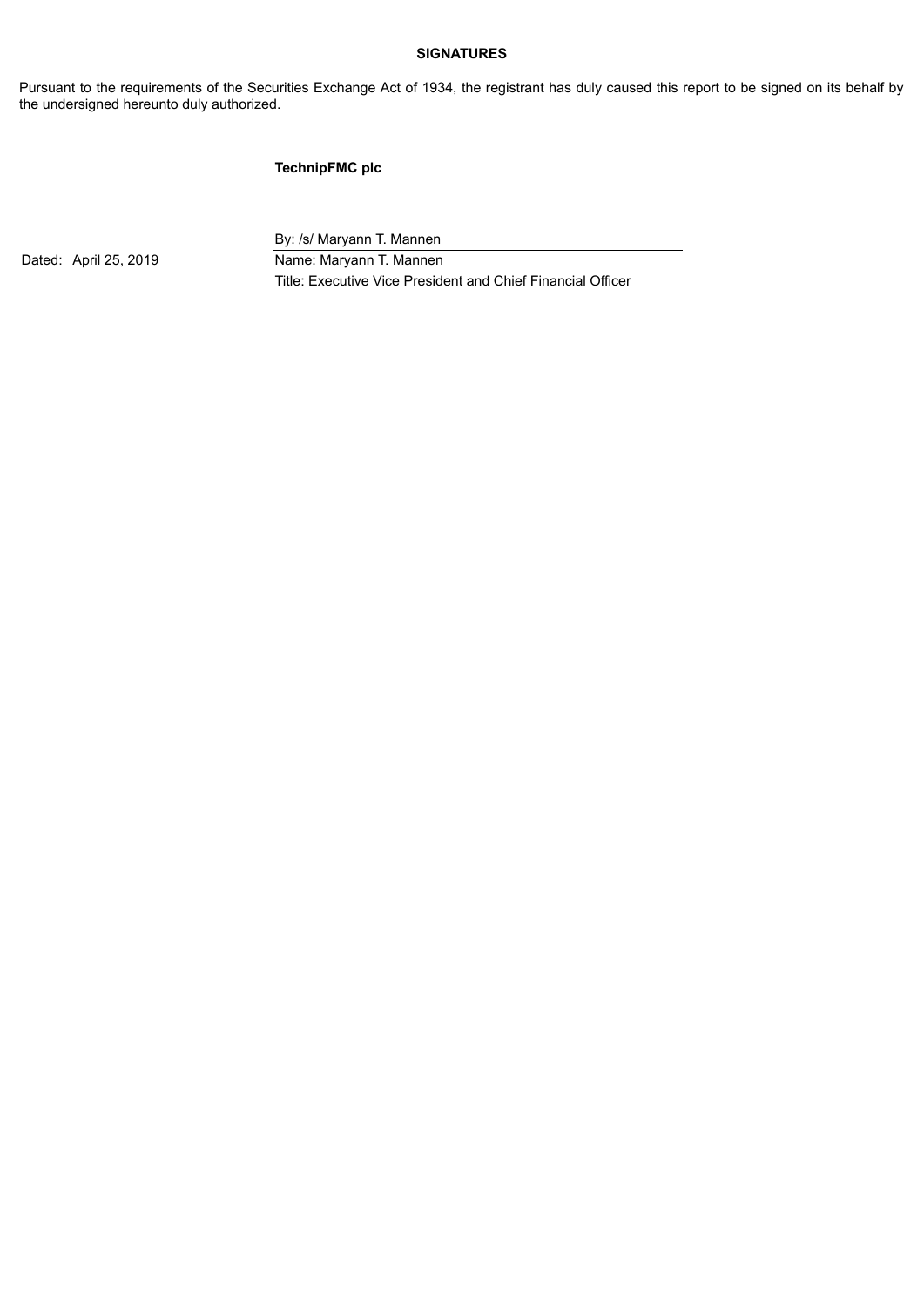## SIGNATURES

Pursuant to the requirements of the Securities Exchange Act of 1934, the registrant has duly caused this report to be signed on its behalf by the undersigned hereunto duly authorized.

**TechnipFMC plc**

By: /s/ Maryann T. Mannen

Dated: April 25, 2019

Name: Maryann T. Mannen

Title: Executive Vice President and Chief Financial Officer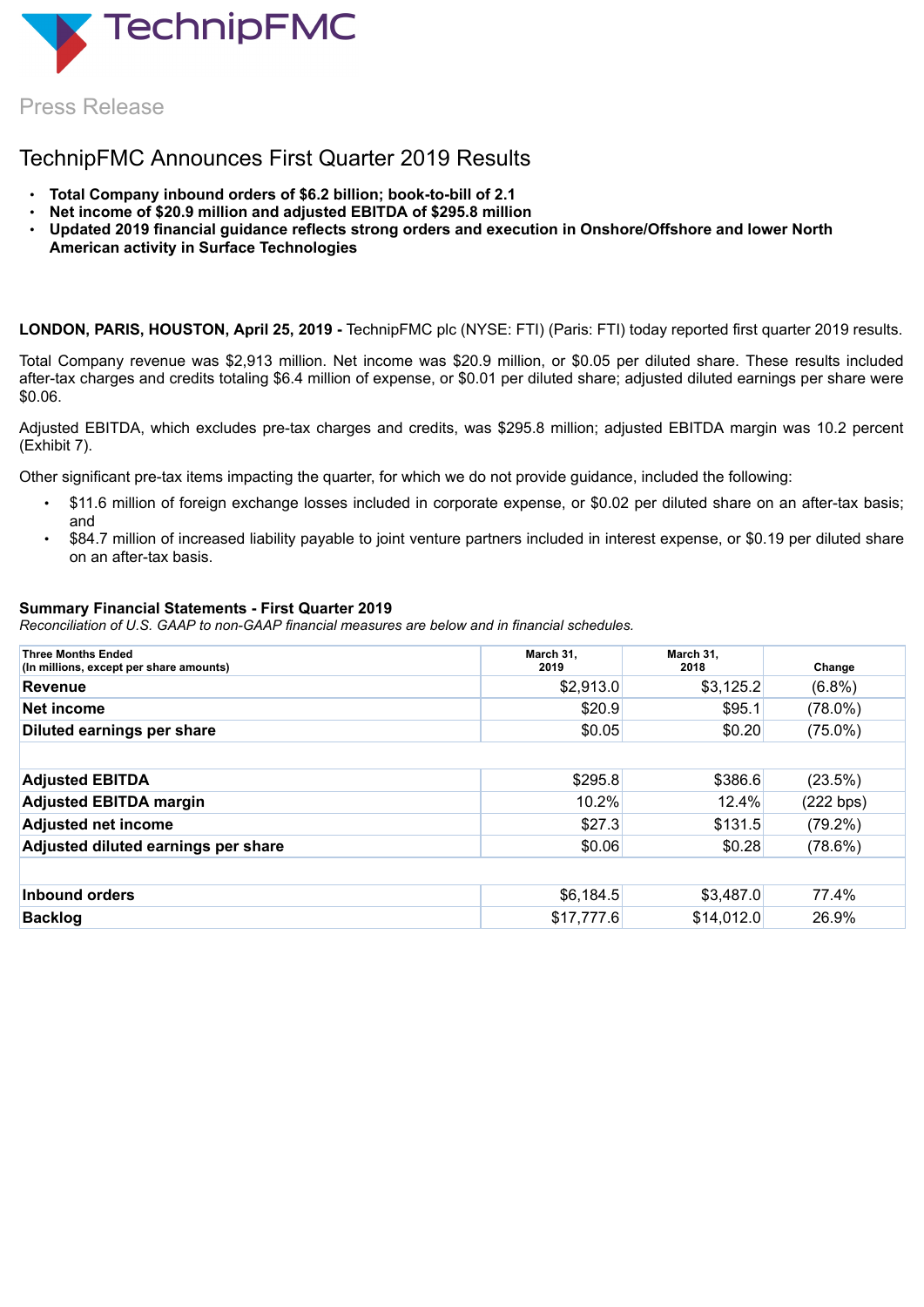TechnipFMC

Press Release

# TechnipFMC Announces First Quarter 2019 Results

- **Total Company inbound orders of $6.2 billion; book-to-bill of 2.1**
- **Net income of $20.9 million and adjusted EBITDA of $295.8 million**
- **Updated 2019 financial guidance reflects strong orders and execution in Onshore/Offshore and lower North American activity in Surface Technologies**

**LONDON, PARIS, HOUSTON, April 25, 2019 -** TechnipFMC plc (NYSE: FTI) (Paris: FTI) today reported first quarter 2019 results.

Total Company revenue was $2,913 million. Net income was $20.9 million, or $0.05 per diluted share. These results included after-tax charges and credits totaling $6.4 million of expense, or $0.01 per diluted share; adjusted diluted earnings per share were $0.06.

Adjusted EBITDA, which excludes pre-tax charges and credits, was $295.8 million; adjusted EBITDA margin was 10.2 percent (Exhibit 7).

Other significant pre-tax items impacting the quarter, for which we do not provide guidance, included the following:

- $11.6 million of foreign exchange losses included in corporate expense, or $0.02 per diluted share on an after-tax basis; and
- $84.7 million of increased liability payable to joint venture partners included in interest expense, or $0.19 per diluted share on an after-tax basis.

### Summary Financial Statements - First Quarter 2019

*Reconciliation of U.S. GAAP to non-GAAP financial measures are below and in financial schedules.*

| Three Months Ended (In millions, except per share amounts) | March 31, 2019 | March 31, 2018 | Change |
|---|---|---|---|
| **Revenue** | $2,913.0 | $3,125.2 | (6.8%) |
| **Net income** | $20.9 | $95.1 | (78.0%) |
| **Diluted earnings per share** | $0.05 | $0.20 | (75.0%) |
| | | | |
| **Adjusted EBITDA** | $295.8 | $386.6 | (23.5%) |
| **Adjusted EBITDA margin** | 10.2% | 12.4% | (222 bps) |
| **Adjusted net income** | $27.3 | $131.5 | (79.2%) |
| **Adjusted diluted earnings per share** | $0.06 | $0.28 | (78.6%) |
| | | | |
| **Inbound orders** | $6,184.5 | $3,487.0 | 77.4% |
| **Backlog** | $17,777.6 | $14,012.0 | 26.9% |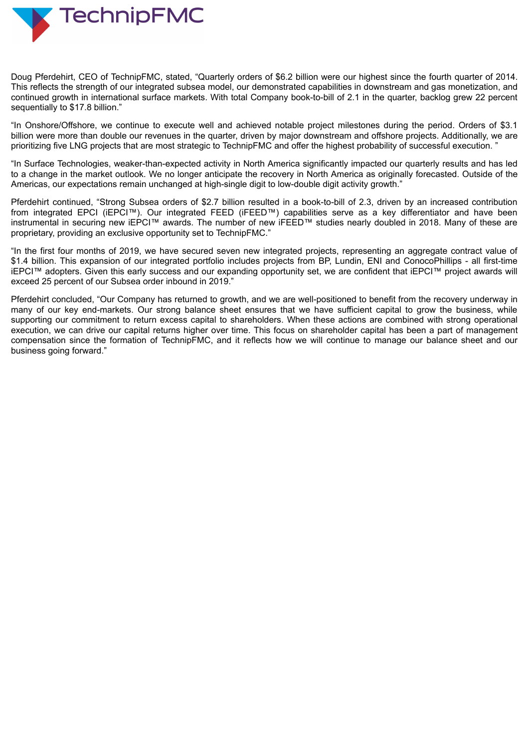Doug Pferdehirt, CEO of TechnipFMC, stated, “Quarterly orders of $6.2 billion were our highest since the fourth quarter of 2014. This reflects the strength of our integrated subsea model, our demonstrated capabilities in downstream and gas monetization, and continued growth in international surface markets. With total Company book-to-bill of 2.1 in the quarter, backlog grew 22 percent sequentially to $17.8 billion.”

“In Onshore/Offshore, we continue to execute well and achieved notable project milestones during the period. Orders of $3.1 billion were more than double our revenues in the quarter, driven by major downstream and offshore projects. Additionally, we are prioritizing five LNG projects that are most strategic to TechnipFMC and offer the highest probability of successful execution. ”

“In Surface Technologies, weaker-than-expected activity in North America significantly impacted our quarterly results and has led to a change in the market outlook. We no longer anticipate the recovery in North America as originally forecasted. Outside of the Americas, our expectations remain unchanged at high-single digit to low-double digit activity growth.”

Pferdehirt continued, “Strong Subsea orders of $2.7 billion resulted in a book-to-bill of 2.3, driven by an increased contribution from integrated EPCI (iEPCI™). Our integrated FEED (iFEED™) capabilities serve as a key differentiator and have been instrumental in securing new iEPCI™ awards. The number of new iFEED™ studies nearly doubled in 2018. Many of these are proprietary, providing an exclusive opportunity set to TechnipFMC.”

“In the first four months of 2019, we have secured seven new integrated projects, representing an aggregate contract value of $1.4 billion. This expansion of our integrated portfolio includes projects from BP, Lundin, ENI and ConocoPhillips - all first-time iEPCI™ adopters. Given this early success and our expanding opportunity set, we are confident that iEPCI™ project awards will exceed 25 percent of our Subsea order inbound in 2019.”

Pferdehirt concluded, “Our Company has returned to growth, and we are well-positioned to benefit from the recovery underway in many of our key end-markets. Our strong balance sheet ensures that we have sufficient capital to grow the business, while supporting our commitment to return excess capital to shareholders. When these actions are combined with strong operational execution, we can drive our capital returns higher over time. This focus on shareholder capital has been a part of management compensation since the formation of TechnipFMC, and it reflects how we will continue to manage our balance sheet and our business going forward.”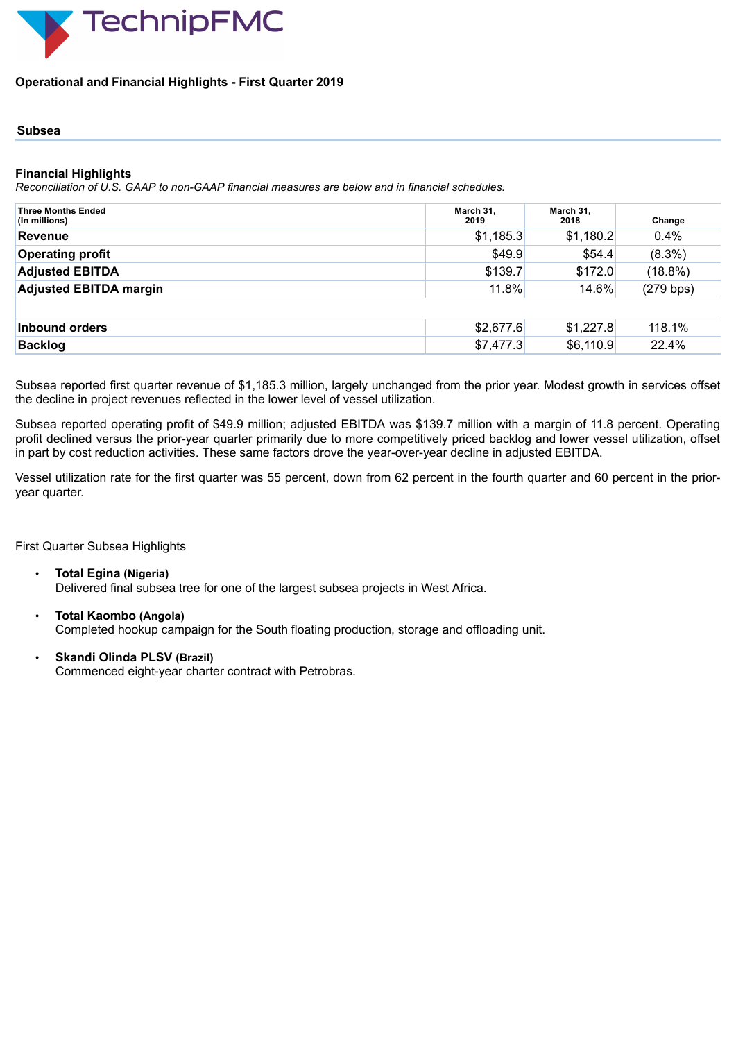TechnipFMC

**Operational and Financial Highlights - First Quarter 2019**

## Subsea

### Financial Highlights

*Reconciliation of U.S. GAAP to non-GAAP financial measures are below and in financial schedules.*

| Three Months Ended (In millions) | March 31, 2019 | March 31, 2018 | Change |
|---|---|---|---|
| **Revenue** | $1,185.3 | $1,180.2 | 0.4% |
| **Operating profit** | $49.9 | $54.4 | (8.3%) |
| **Adjusted EBITDA** | $139.7 | $172.0 | (18.8%) |
| **Adjusted EBITDA margin** | 11.8% | 14.6% | (279 bps) |
| | | | |
| **Inbound orders** | $2,677.6 | $1,227.8 | 118.1% |
| **Backlog** | $7,477.3 | $6,110.9 | 22.4% |

Subsea reported first quarter revenue of $1,185.3 million, largely unchanged from the prior year. Modest growth in services offset the decline in project revenues reflected in the lower level of vessel utilization.

Subsea reported operating profit of $49.9 million; adjusted EBITDA was $139.7 million with a margin of 11.8 percent. Operating profit declined versus the prior-year quarter primarily due to more competitively priced backlog and lower vessel utilization, offset in part by cost reduction activities. These same factors drove the year-over-year decline in adjusted EBITDA.

Vessel utilization rate for the first quarter was 55 percent, down from 62 percent in the fourth quarter and 60 percent in the prior-year quarter.

First Quarter Subsea Highlights

- **Total Egina (Nigeria)**
  Delivered final subsea tree for one of the largest subsea projects in West Africa.

- **Total Kaombo (Angola)**
  Completed hookup campaign for the South floating production, storage and offloading unit.

- **Skandi Olinda PLSV (Brazil)**
  Commenced eight-year charter contract with Petrobras.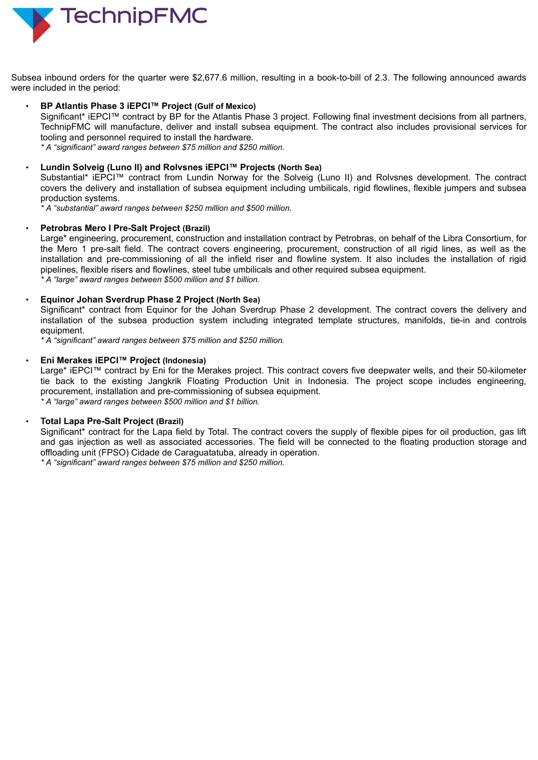Subsea inbound orders for the quarter were $2,677.6 million, resulting in a book-to-bill of 2.3. The following announced awards were included in the period:

- **BP Atlantis Phase 3 iEPCI™ Project (Gulf of Mexico)**
  Significant* iEPCI™ contract by BP for the Atlantis Phase 3 project. Following final investment decisions from all partners, TechnipFMC will manufacture, deliver and install subsea equipment. The contract also includes provisional services for tooling and personnel required to install the hardware.
  *\* A "significant" award ranges between $75 million and $250 million.*

- **Lundin Solveig (Luno II) and Rolvsnes iEPCI™ Projects (North Sea)**
  Substantial* iEPCI™ contract from Lundin Norway for the Solveig (Luno II) and Rolvsnes development. The contract covers the delivery and installation of subsea equipment including umbilicals, rigid flowlines, flexible jumpers and subsea production systems.
  *\* A "substantial" award ranges between $250 million and $500 million.*

- **Petrobras Mero I Pre-Salt Project (Brazil)**
  Large* engineering, procurement, construction and installation contract by Petrobras, on behalf of the Libra Consortium, for the Mero 1 pre-salt field. The contract covers engineering, procurement, construction of all rigid lines, as well as the installation and pre-commissioning of all the infield riser and flowline system. It also includes the installation of rigid pipelines, flexible risers and flowlines, steel tube umbilicals and other required subsea equipment.
  *\* A "large" award ranges between $500 million and $1 billion.*

- **Equinor Johan Sverdrup Phase 2 Project (North Sea)**
  Significant* contract from Equinor for the Johan Sverdrup Phase 2 development. The contract covers the delivery and installation of the subsea production system including integrated template structures, manifolds, tie-in and controls equipment.
  *\* A "significant" award ranges between $75 million and $250 million.*

- **Eni Merakes iEPCI™ Project (Indonesia)**
  Large* iEPCI™ contract by Eni for the Merakes project. This contract covers five deepwater wells, and their 50-kilometer tie back to the existing Jangkrik Floating Production Unit in Indonesia. The project scope includes engineering, procurement, installation and pre-commissioning of subsea equipment.
  *\* A "large" award ranges between $500 million and $1 billion.*

- **Total Lapa Pre-Salt Project (Brazil)**
  Significant* contract for the Lapa field by Total. The contract covers the supply of flexible pipes for oil production, gas lift and gas injection as well as associated accessories. The field will be connected to the floating production storage and offloading unit (FPSO) Cidade de Caraguatatuba, already in operation.
  *\* A "significant" award ranges between $75 million and $250 million.*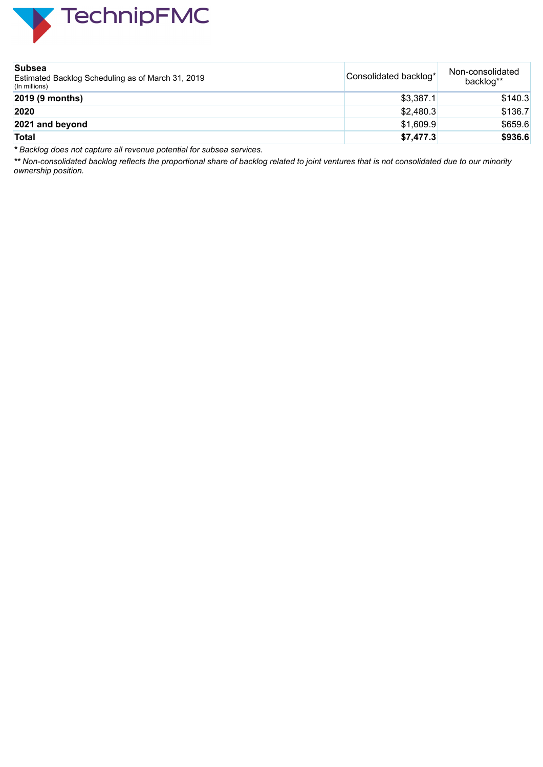| **Subsea**<br>Estimated Backlog Scheduling as of March 31, 2019<br>(In millions) | Consolidated backlog* | Non-consolidated backlog** |
|---|---:|---:|
| **2019 (9 months)** | $3,387.1 | $140.3 |
| **2020** | $2,480.3 | $136.7 |
| **2021 and beyond** | $1,609.9 | $659.6 |
| **Total** | **$7,477.3** | **$936.6** |

*\* Backlog does not capture all revenue potential for subsea services.*

*\*\* Non-consolidated backlog reflects the proportional share of backlog related to joint ventures that is not consolidated due to our minority ownership position.*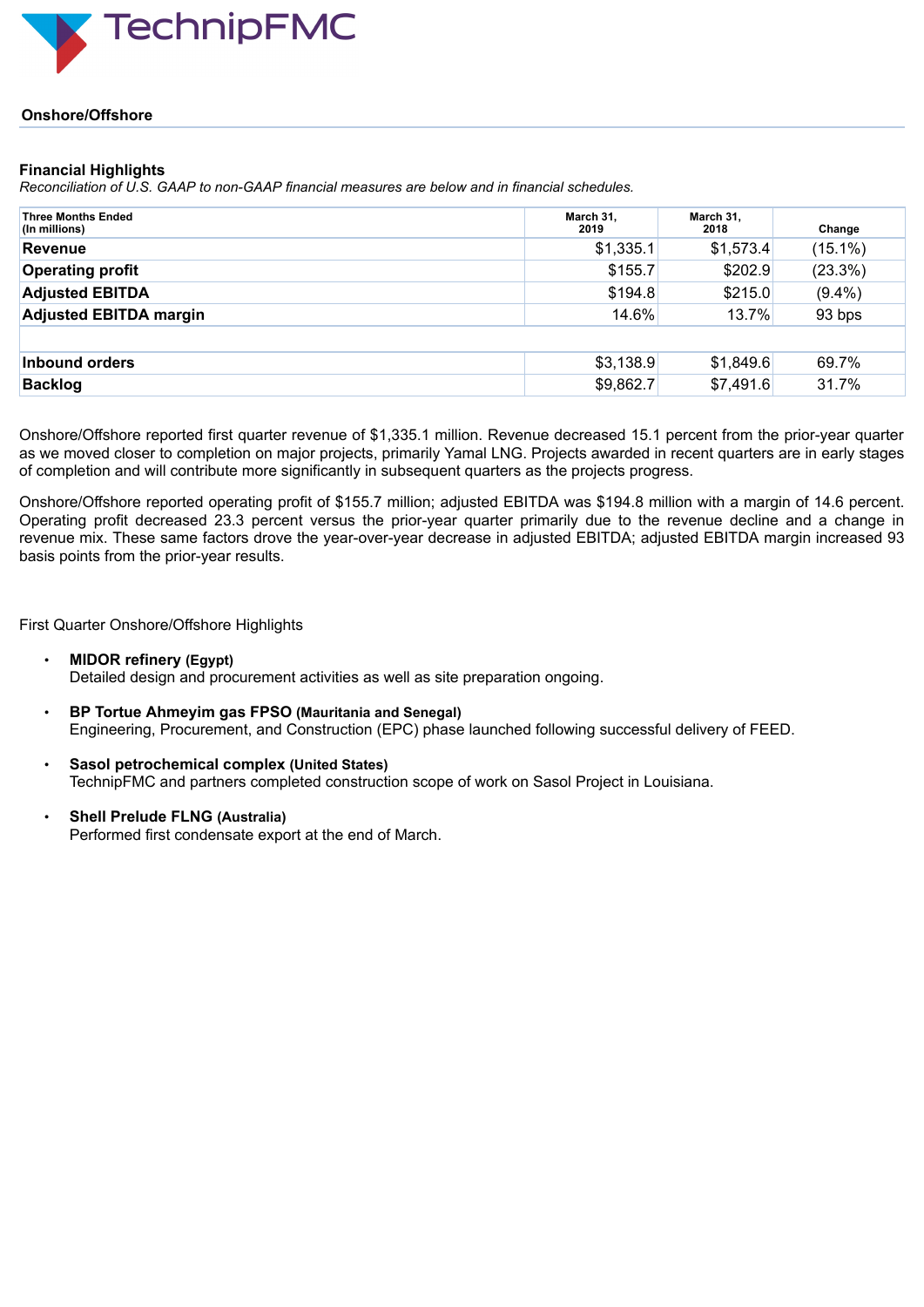## Onshore/Offshore

### Financial Highlights

*Reconciliation of U.S. GAAP to non-GAAP financial measures are below and in financial schedules.*

| Three Months Ended (In millions) | March 31, 2019 | March 31, 2018 | Change |
|---|---|---|---|
| **Revenue** | $1,335.1 | $1,573.4 | (15.1%) |
| **Operating profit** | $155.7 | $202.9 | (23.3%) |
| **Adjusted EBITDA** | $194.8 | $215.0 | (9.4%) |
| **Adjusted EBITDA margin** | 14.6% | 13.7% | 93 bps |
| | | | |
| **Inbound orders** | $3,138.9 | $1,849.6 | 69.7% |
| **Backlog** | $9,862.7 | $7,491.6 | 31.7% |

Onshore/Offshore reported first quarter revenue of $1,335.1 million. Revenue decreased 15.1 percent from the prior-year quarter as we moved closer to completion on major projects, primarily Yamal LNG. Projects awarded in recent quarters are in early stages of completion and will contribute more significantly in subsequent quarters as the projects progress.

Onshore/Offshore reported operating profit of $155.7 million; adjusted EBITDA was $194.8 million with a margin of 14.6 percent. Operating profit decreased 23.3 percent versus the prior-year quarter primarily due to the revenue decline and a change in revenue mix. These same factors drove the year-over-year decrease in adjusted EBITDA; adjusted EBITDA margin increased 93 basis points from the prior-year results.

First Quarter Onshore/Offshore Highlights

- **MIDOR refinery (Egypt)**
  Detailed design and procurement activities as well as site preparation ongoing.
- **BP Tortue Ahmeyim gas FPSO (Mauritania and Senegal)**
  Engineering, Procurement, and Construction (EPC) phase launched following successful delivery of FEED.
- **Sasol petrochemical complex (United States)**
  TechnipFMC and partners completed construction scope of work on Sasol Project in Louisiana.
- **Shell Prelude FLNG (Australia)**
  Performed first condensate export at the end of March.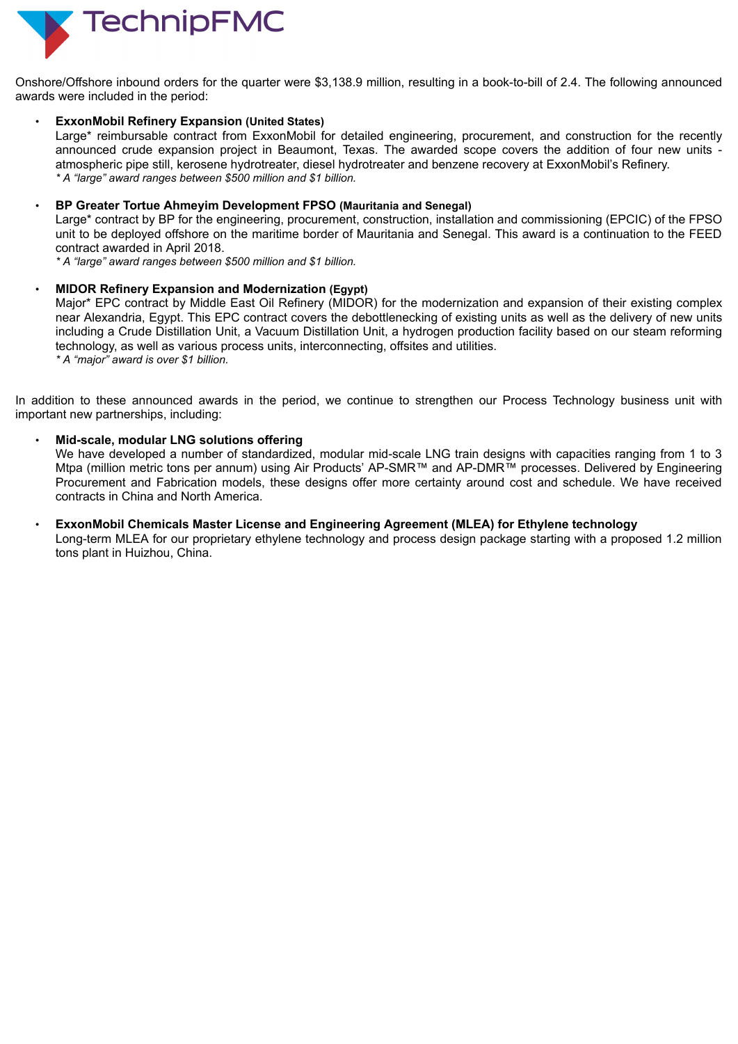Onshore/Offshore inbound orders for the quarter were $3,138.9 million, resulting in a book-to-bill of 2.4. The following announced awards were included in the period:

- **ExxonMobil Refinery Expansion (United States)**
  Large* reimbursable contract from ExxonMobil for detailed engineering, procurement, and construction for the recently announced crude expansion project in Beaumont, Texas. The awarded scope covers the addition of four new units - atmospheric pipe still, kerosene hydrotreater, diesel hydrotreater and benzene recovery at ExxonMobil's Refinery.
  *\* A "large" award ranges between $500 million and $1 billion.*

- **BP Greater Tortue Ahmeyim Development FPSO (Mauritania and Senegal)**
  Large* contract by BP for the engineering, procurement, construction, installation and commissioning (EPCIC) of the FPSO unit to be deployed offshore on the maritime border of Mauritania and Senegal. This award is a continuation to the FEED contract awarded in April 2018.
  *\* A "large" award ranges between $500 million and $1 billion.*

- **MIDOR Refinery Expansion and Modernization (Egypt)**
  Major* EPC contract by Middle East Oil Refinery (MIDOR) for the modernization and expansion of their existing complex near Alexandria, Egypt. This EPC contract covers the debottlenecking of existing units as well as the delivery of new units including a Crude Distillation Unit, a Vacuum Distillation Unit, a hydrogen production facility based on our steam reforming technology, as well as various process units, interconnecting, offsites and utilities.
  *\* A "major" award is over $1 billion.*

In addition to these announced awards in the period, we continue to strengthen our Process Technology business unit with important new partnerships, including:

- **Mid-scale, modular LNG solutions offering**
  We have developed a number of standardized, modular mid-scale LNG train designs with capacities ranging from 1 to 3 Mtpa (million metric tons per annum) using Air Products' AP-SMR™ and AP-DMR™ processes. Delivered by Engineering Procurement and Fabrication models, these designs offer more certainty around cost and schedule. We have received contracts in China and North America.

- **ExxonMobil Chemicals Master License and Engineering Agreement (MLEA) for Ethylene technology**
  Long-term MLEA for our proprietary ethylene technology and process design package starting with a proposed 1.2 million tons plant in Huizhou, China.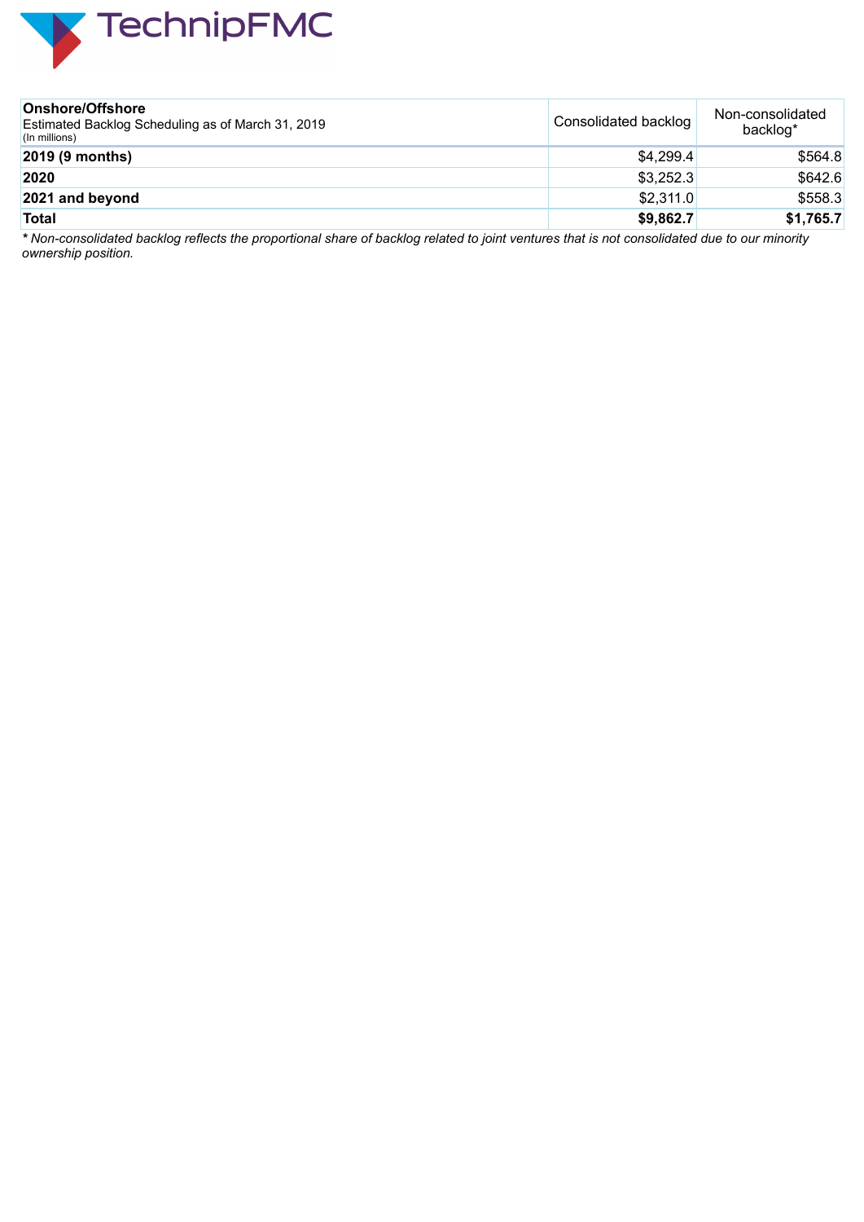| **Onshore/Offshore**<br>Estimated Backlog Scheduling as of March 31, 2019<br>(In millions) | Consolidated backlog | Non-consolidated backlog* |
|---|---|---|
| **2019 (9 months)** | $4,299.4 | $564.8 |
| **2020** | $3,252.3 | $642.6 |
| **2021 and beyond** | $2,311.0 | $558.3 |
| **Total** | **$9,862.7** | **$1,765.7** |

*\* Non-consolidated backlog reflects the proportional share of backlog related to joint ventures that is not consolidated due to our minority ownership position.*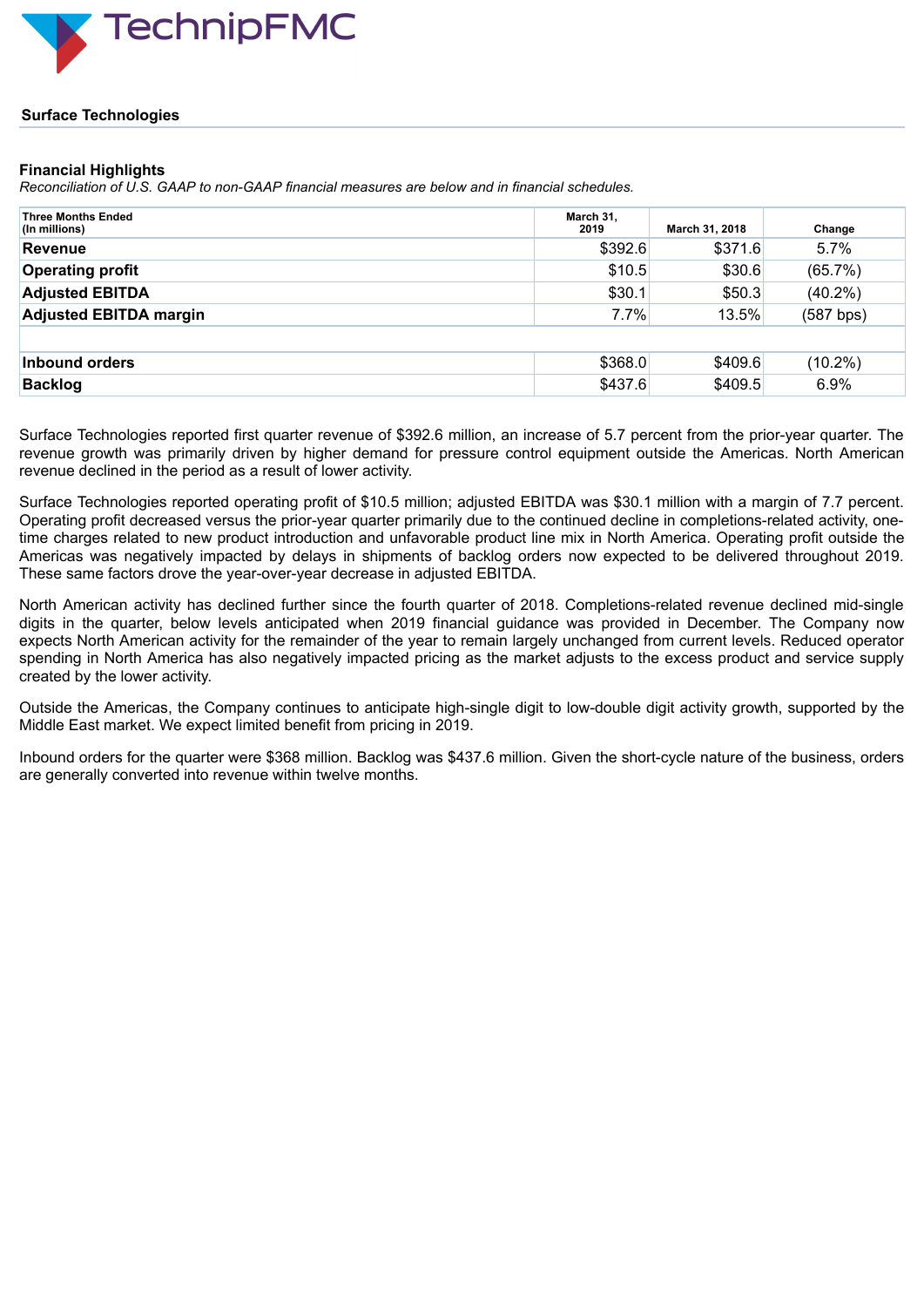## Surface Technologies

### Financial Highlights

*Reconciliation of U.S. GAAP to non-GAAP financial measures are below and in financial schedules.*

| Three Months Ended (In millions) | March 31, 2019 | March 31, 2018 | Change |
|---|---|---|---|
| **Revenue** | $392.6 | $371.6 | 5.7% |
| **Operating profit** | $10.5 | $30.6 | (65.7%) |
| **Adjusted EBITDA** | $30.1 | $50.3 | (40.2%) |
| **Adjusted EBITDA margin** | 7.7% | 13.5% | (587 bps) |
| | | | |
| **Inbound orders** | $368.0 | $409.6 | (10.2%) |
| **Backlog** | $437.6 | $409.5 | 6.9% |

Surface Technologies reported first quarter revenue of $392.6 million, an increase of 5.7 percent from the prior-year quarter. The revenue growth was primarily driven by higher demand for pressure control equipment outside the Americas. North American revenue declined in the period as a result of lower activity.

Surface Technologies reported operating profit of $10.5 million; adjusted EBITDA was $30.1 million with a margin of 7.7 percent. Operating profit decreased versus the prior-year quarter primarily due to the continued decline in completions-related activity, one-time charges related to new product introduction and unfavorable product line mix in North America. Operating profit outside the Americas was negatively impacted by delays in shipments of backlog orders now expected to be delivered throughout 2019. These same factors drove the year-over-year decrease in adjusted EBITDA.

North American activity has declined further since the fourth quarter of 2018. Completions-related revenue declined mid-single digits in the quarter, below levels anticipated when 2019 financial guidance was provided in December. The Company now expects North American activity for the remainder of the year to remain largely unchanged from current levels. Reduced operator spending in North America has also negatively impacted pricing as the market adjusts to the excess product and service supply created by the lower activity.

Outside the Americas, the Company continues to anticipate high-single digit to low-double digit activity growth, supported by the Middle East market. We expect limited benefit from pricing in 2019.

Inbound orders for the quarter were $368 million. Backlog was $437.6 million. Given the short-cycle nature of the business, orders are generally converted into revenue within twelve months.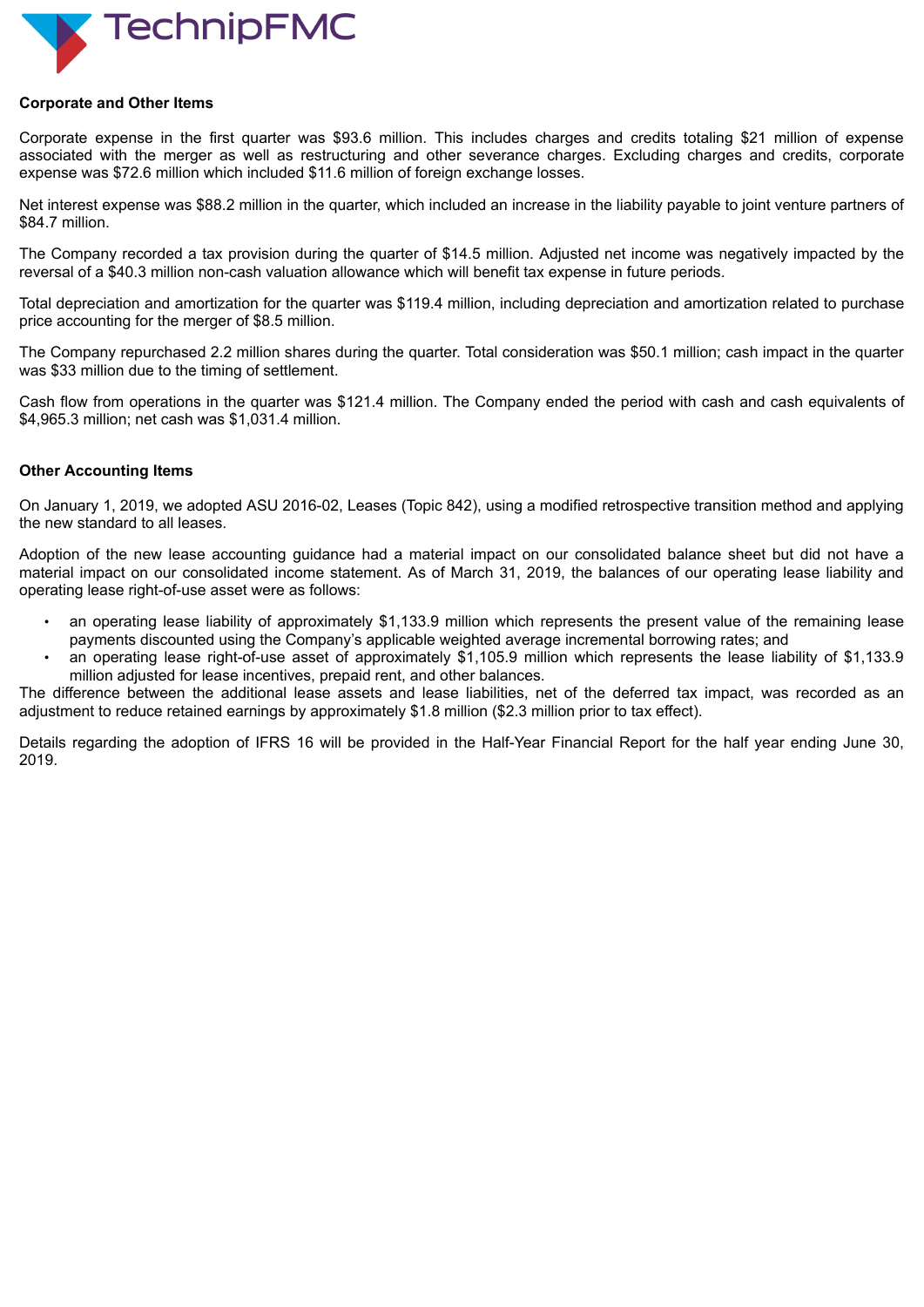**Corporate and Other Items**

Corporate expense in the first quarter was $93.6 million. This includes charges and credits totaling $21 million of expense associated with the merger as well as restructuring and other severance charges. Excluding charges and credits, corporate expense was $72.6 million which included $11.6 million of foreign exchange losses.

Net interest expense was $88.2 million in the quarter, which included an increase in the liability payable to joint venture partners of $84.7 million.

The Company recorded a tax provision during the quarter of $14.5 million. Adjusted net income was negatively impacted by the reversal of a $40.3 million non-cash valuation allowance which will benefit tax expense in future periods.

Total depreciation and amortization for the quarter was $119.4 million, including depreciation and amortization related to purchase price accounting for the merger of $8.5 million.

The Company repurchased 2.2 million shares during the quarter. Total consideration was $50.1 million; cash impact in the quarter was $33 million due to the timing of settlement.

Cash flow from operations in the quarter was $121.4 million. The Company ended the period with cash and cash equivalents of $4,965.3 million; net cash was $1,031.4 million.

**Other Accounting Items**

On January 1, 2019, we adopted ASU 2016-02, Leases (Topic 842), using a modified retrospective transition method and applying the new standard to all leases.

Adoption of the new lease accounting guidance had a material impact on our consolidated balance sheet but did not have a material impact on our consolidated income statement. As of March 31, 2019, the balances of our operating lease liability and operating lease right-of-use asset were as follows:

- an operating lease liability of approximately $1,133.9 million which represents the present value of the remaining lease payments discounted using the Company's applicable weighted average incremental borrowing rates; and
- an operating lease right-of-use asset of approximately $1,105.9 million which represents the lease liability of $1,133.9 million adjusted for lease incentives, prepaid rent, and other balances.

The difference between the additional lease assets and lease liabilities, net of the deferred tax impact, was recorded as an adjustment to reduce retained earnings by approximately $1.8 million ($2.3 million prior to tax effect).

Details regarding the adoption of IFRS 16 will be provided in the Half-Year Financial Report for the half year ending June 30, 2019.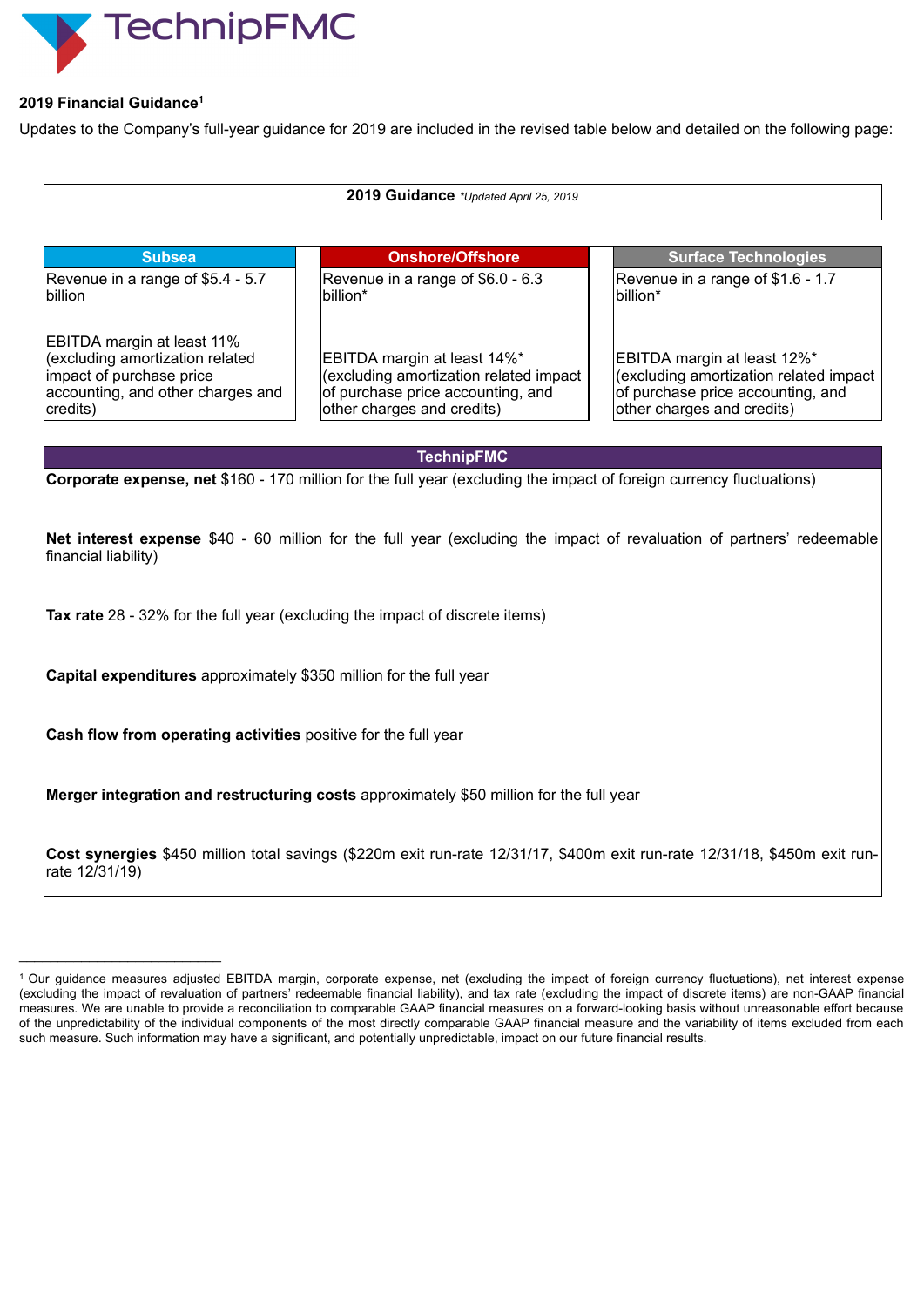TechnipFMC

**2019 Financial Guidance**[1]

Updates to the Company's full-year guidance for 2019 are included in the revised table below and detailed on the following page:

**2019 Guidance** *\*Updated April 25, 2019*

| Subsea | Onshore/Offshore | Surface Technologies |
|---|---|---|
| Revenue in a range of $5.4 - 5.7 billion | Revenue in a range of $6.0 - 6.3 billion* | Revenue in a range of $1.6 - 1.7 billion* |
| EBITDA margin at least 11% (excluding amortization related impact of purchase price accounting, and other charges and credits) | EBITDA margin at least 14%* (excluding amortization related impact of purchase price accounting, and other charges and credits) | EBITDA margin at least 12%* (excluding amortization related impact of purchase price accounting, and other charges and credits) |

| TechnipFMC |
|---|
| **Corporate expense, net** $160 - 170 million for the full year (excluding the impact of foreign currency fluctuations) |
| **Net interest expense** $40 - 60 million for the full year (excluding the impact of revaluation of partners' redeemable financial liability) |
| **Tax rate** 28 - 32% for the full year (excluding the impact of discrete items) |
| **Capital expenditures** approximately $350 million for the full year |
| **Cash flow from operating activities** positive for the full year |
| **Merger integration and restructuring costs** approximately $50 million for the full year |
| **Cost synergies** $450 million total savings ($220m exit run-rate 12/31/17, $400m exit run-rate 12/31/18, $450m exit run-rate 12/31/19) |

---

[1] Our guidance measures adjusted EBITDA margin, corporate expense, net (excluding the impact of foreign currency fluctuations), net interest expense (excluding the impact of revaluation of partners' redeemable financial liability), and tax rate (excluding the impact of discrete items) are non-GAAP financial measures. We are unable to provide a reconciliation to comparable GAAP financial measures on a forward-looking basis without unreasonable effort because of the unpredictability of the individual components of the most directly comparable GAAP financial measure and the variability of items excluded from each such measure. Such information may have a significant, and potentially unpredictable, impact on our future financial results.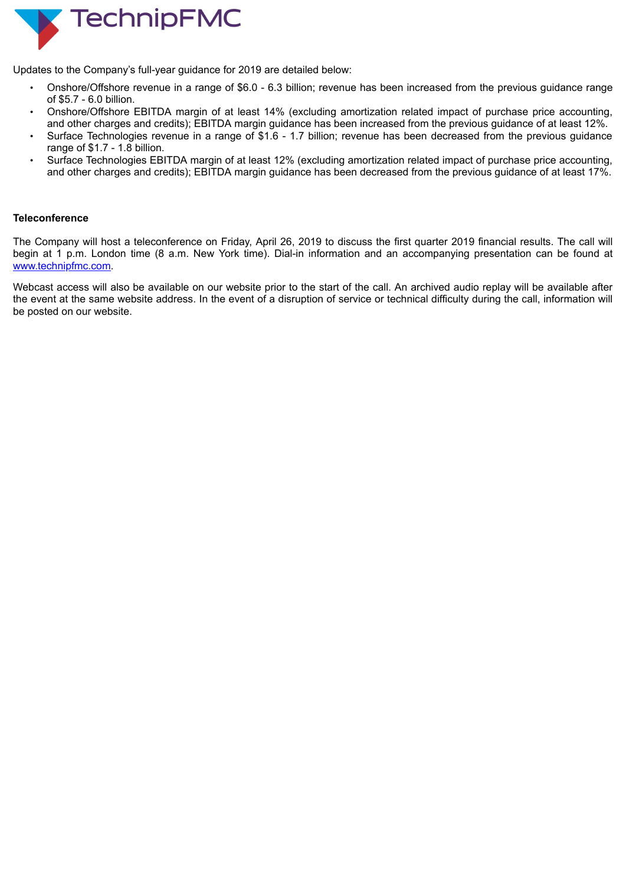Updates to the Company's full-year guidance for 2019 are detailed below:

- Onshore/Offshore revenue in a range of $6.0 - 6.3 billion; revenue has been increased from the previous guidance range of $5.7 - 6.0 billion.
- Onshore/Offshore EBITDA margin of at least 14% (excluding amortization related impact of purchase price accounting, and other charges and credits); EBITDA margin guidance has been increased from the previous guidance of at least 12%.
- Surface Technologies revenue in a range of $1.6 - 1.7 billion; revenue has been decreased from the previous guidance range of $1.7 - 1.8 billion.
- Surface Technologies EBITDA margin of at least 12% (excluding amortization related impact of purchase price accounting, and other charges and credits); EBITDA margin guidance has been decreased from the previous guidance of at least 17%.

**Teleconference**

The Company will host a teleconference on Friday, April 26, 2019 to discuss the first quarter 2019 financial results. The call will begin at 1 p.m. London time (8 a.m. New York time). Dial-in information and an accompanying presentation can be found at www.technipfmc.com.

Webcast access will also be available on our website prior to the start of the call. An archived audio replay will be available after the event at the same website address. In the event of a disruption of service or technical difficulty during the call, information will be posted on our website.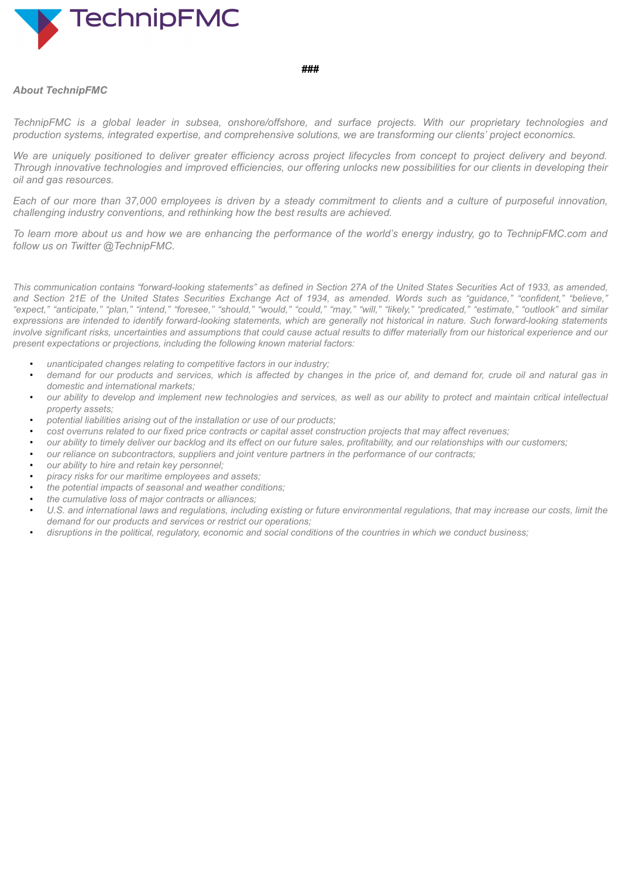###

*About TechnipFMC*

*TechnipFMC is a global leader in subsea, onshore/offshore, and surface projects. With our proprietary technologies and production systems, integrated expertise, and comprehensive solutions, we are transforming our clients' project economics.*

*We are uniquely positioned to deliver greater efficiency across project lifecycles from concept to project delivery and beyond. Through innovative technologies and improved efficiencies, our offering unlocks new possibilities for our clients in developing their oil and gas resources.*

*Each of our more than 37,000 employees is driven by a steady commitment to clients and a culture of purposeful innovation, challenging industry conventions, and rethinking how the best results are achieved.*

*To learn more about us and how we are enhancing the performance of the world's energy industry, go to TechnipFMC.com and follow us on Twitter @TechnipFMC.*

*This communication contains "forward-looking statements" as defined in Section 27A of the United States Securities Act of 1933, as amended, and Section 21E of the United States Securities Exchange Act of 1934, as amended. Words such as "guidance," "confident," "believe," "expect," "anticipate," "plan," "intend," "foresee," "should," "would," "could," "may," "will," "likely," "predicated," "estimate," "outlook" and similar expressions are intended to identify forward-looking statements, which are generally not historical in nature. Such forward-looking statements involve significant risks, uncertainties and assumptions that could cause actual results to differ materially from our historical experience and our present expectations or projections, including the following known material factors:*

- *unanticipated changes relating to competitive factors in our industry;*
- *demand for our products and services, which is affected by changes in the price of, and demand for, crude oil and natural gas in domestic and international markets;*
- *our ability to develop and implement new technologies and services, as well as our ability to protect and maintain critical intellectual property assets;*
- *potential liabilities arising out of the installation or use of our products;*
- *cost overruns related to our fixed price contracts or capital asset construction projects that may affect revenues;*
- *our ability to timely deliver our backlog and its effect on our future sales, profitability, and our relationships with our customers;*
- *our reliance on subcontractors, suppliers and joint venture partners in the performance of our contracts;*
- *our ability to hire and retain key personnel;*
- *piracy risks for our maritime employees and assets;*
- *the potential impacts of seasonal and weather conditions;*
- *the cumulative loss of major contracts or alliances;*
- *U.S. and international laws and regulations, including existing or future environmental regulations, that may increase our costs, limit the demand for our products and services or restrict our operations;*
- *disruptions in the political, regulatory, economic and social conditions of the countries in which we conduct business;*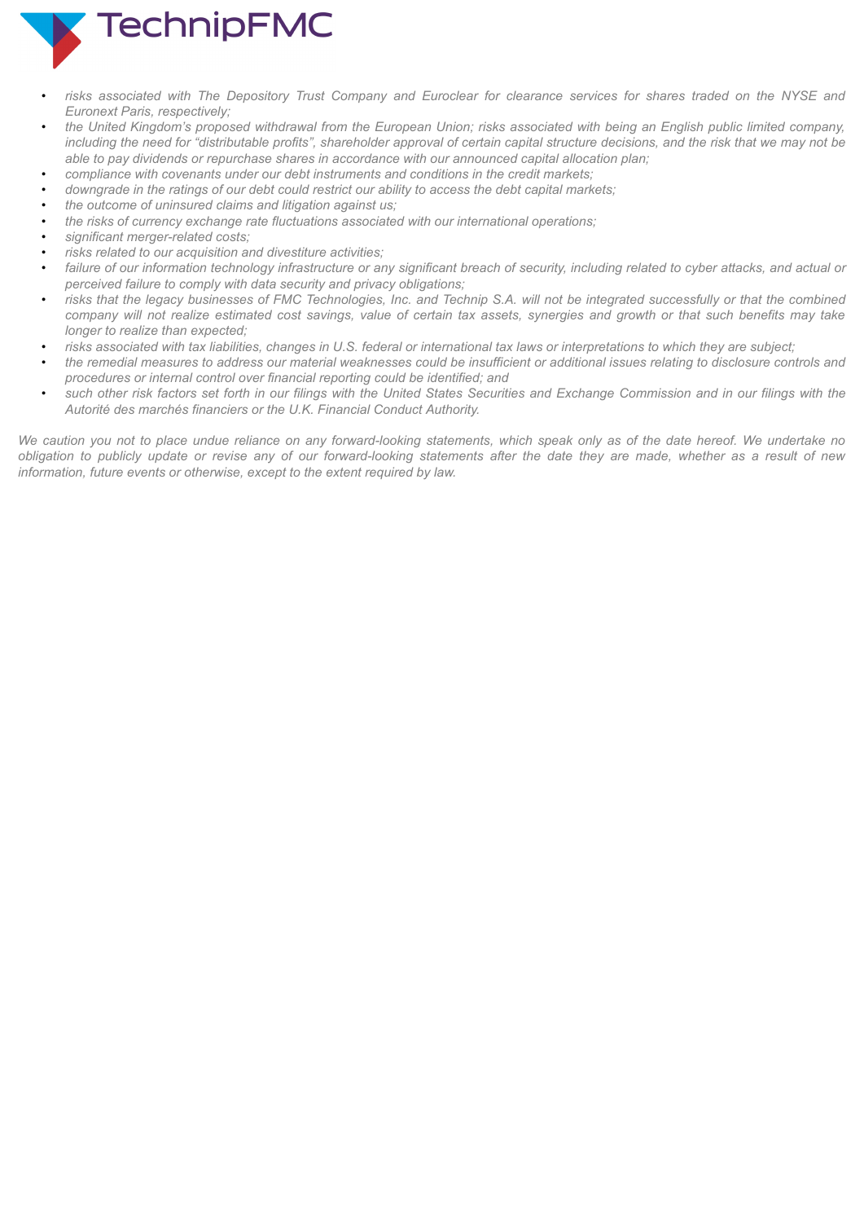- *risks associated with The Depository Trust Company and Euroclear for clearance services for shares traded on the NYSE and Euronext Paris, respectively;*
- *the United Kingdom's proposed withdrawal from the European Union; risks associated with being an English public limited company, including the need for "distributable profits", shareholder approval of certain capital structure decisions, and the risk that we may not be able to pay dividends or repurchase shares in accordance with our announced capital allocation plan;*
- *compliance with covenants under our debt instruments and conditions in the credit markets;*
- *downgrade in the ratings of our debt could restrict our ability to access the debt capital markets;*
- *the outcome of uninsured claims and litigation against us;*
- *the risks of currency exchange rate fluctuations associated with our international operations;*
- *significant merger-related costs;*
- *risks related to our acquisition and divestiture activities;*
- *failure of our information technology infrastructure or any significant breach of security, including related to cyber attacks, and actual or perceived failure to comply with data security and privacy obligations;*
- *risks that the legacy businesses of FMC Technologies, Inc. and Technip S.A. will not be integrated successfully or that the combined company will not realize estimated cost savings, value of certain tax assets, synergies and growth or that such benefits may take longer to realize than expected;*
- *risks associated with tax liabilities, changes in U.S. federal or international tax laws or interpretations to which they are subject;*
- *the remedial measures to address our material weaknesses could be insufficient or additional issues relating to disclosure controls and procedures or internal control over financial reporting could be identified; and*
- *such other risk factors set forth in our filings with the United States Securities and Exchange Commission and in our filings with the Autorité des marchés financiers or the U.K. Financial Conduct Authority.*

*We caution you not to place undue reliance on any forward-looking statements, which speak only as of the date hereof. We undertake no obligation to publicly update or revise any of our forward-looking statements after the date they are made, whether as a result of new information, future events or otherwise, except to the extent required by law.*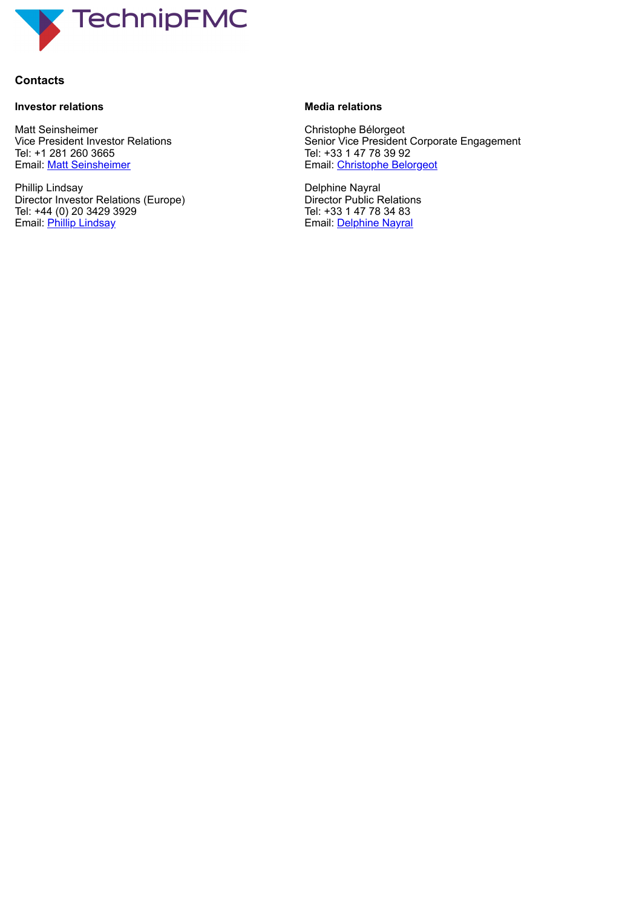## Contacts

### Investor relations

Matt Seinsheimer
Vice President Investor Relations
Tel: +1 281 260 3665
Email: Matt Seinsheimer

Phillip Lindsay
Director Investor Relations (Europe)
Tel: +44 (0) 20 3429 3929
Email: Phillip Lindsay

### Media relations

Christophe Bélorgeot
Senior Vice President Corporate Engagement
Tel: +33 1 47 78 39 92
Email: Christophe Belorgeot

Delphine Nayral
Director Public Relations
Tel: +33 1 47 78 34 83
Email: Delphine Nayral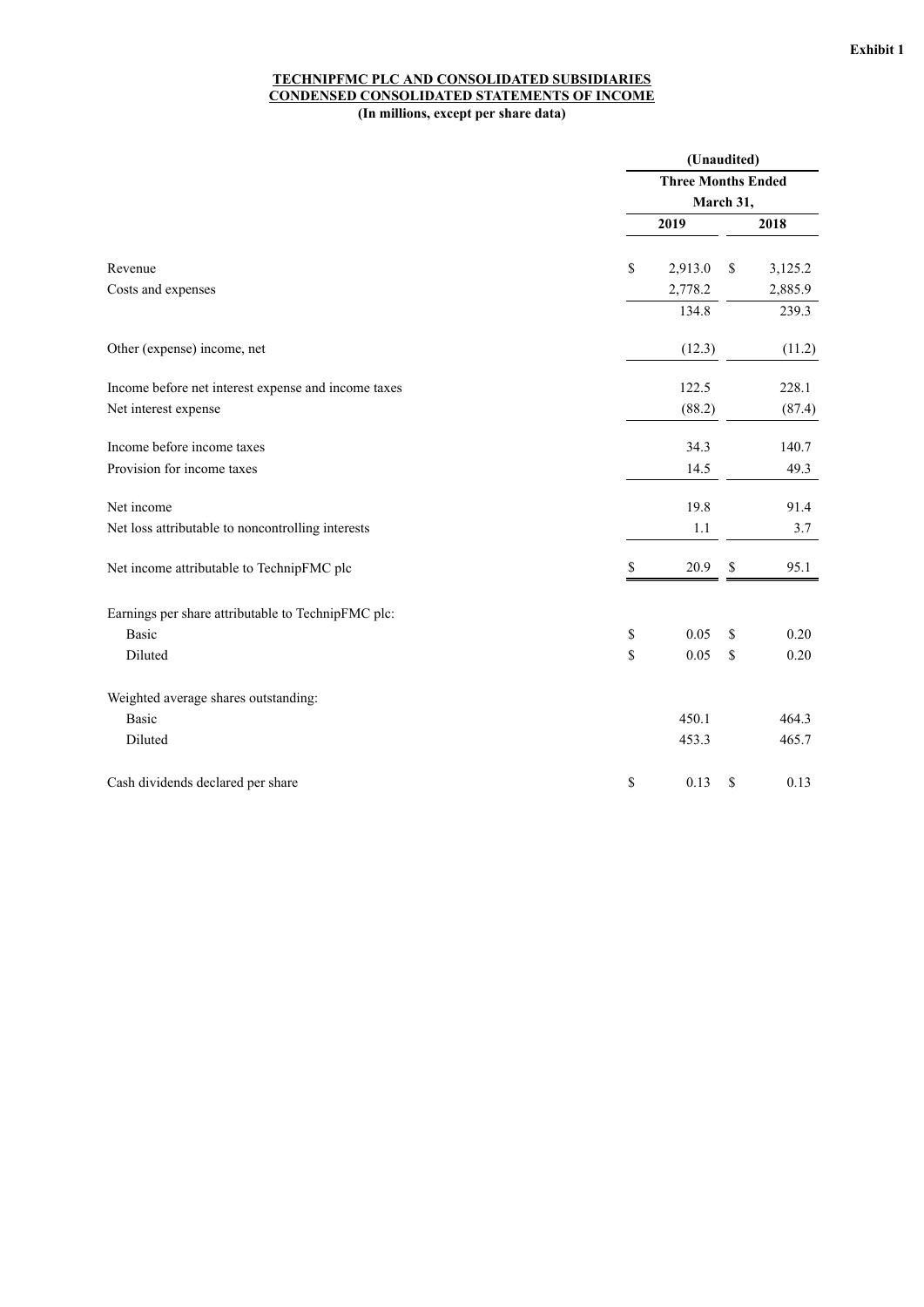**Exhibit 1**

**TECHNIPFMC PLC AND CONSOLIDATED SUBSIDIARIES**
**CONDENSED CONSOLIDATED STATEMENTS OF INCOME**
**(In millions, except per share data)**

| | (Unaudited) | |
|---|---|---|
| | Three Months Ended March 31, | |
| | 2019 | 2018 |
| Revenue | $ 2,913.0 | $ 3,125.2 |
| Costs and expenses | 2,778.2 | 2,885.9 |
| | 134.8 | 239.3 |
| Other (expense) income, net | (12.3) | (11.2) |
| Income before net interest expense and income taxes | 122.5 | 228.1 |
| Net interest expense | (88.2) | (87.4) |
| Income before income taxes | 34.3 | 140.7 |
| Provision for income taxes | 14.5 | 49.3 |
| Net income | 19.8 | 91.4 |
| Net loss attributable to noncontrolling interests | 1.1 | 3.7 |
| Net income attributable to TechnipFMC plc | $ 20.9 | $ 95.1 |
| Earnings per share attributable to TechnipFMC plc: | | |
| Basic | $ 0.05 | $ 0.20 |
| Diluted | $ 0.05 | $ 0.20 |
| Weighted average shares outstanding: | | |
| Basic | 450.1 | 464.3 |
| Diluted | 453.3 | 465.7 |
| Cash dividends declared per share | $ 0.13 | $ 0.13 |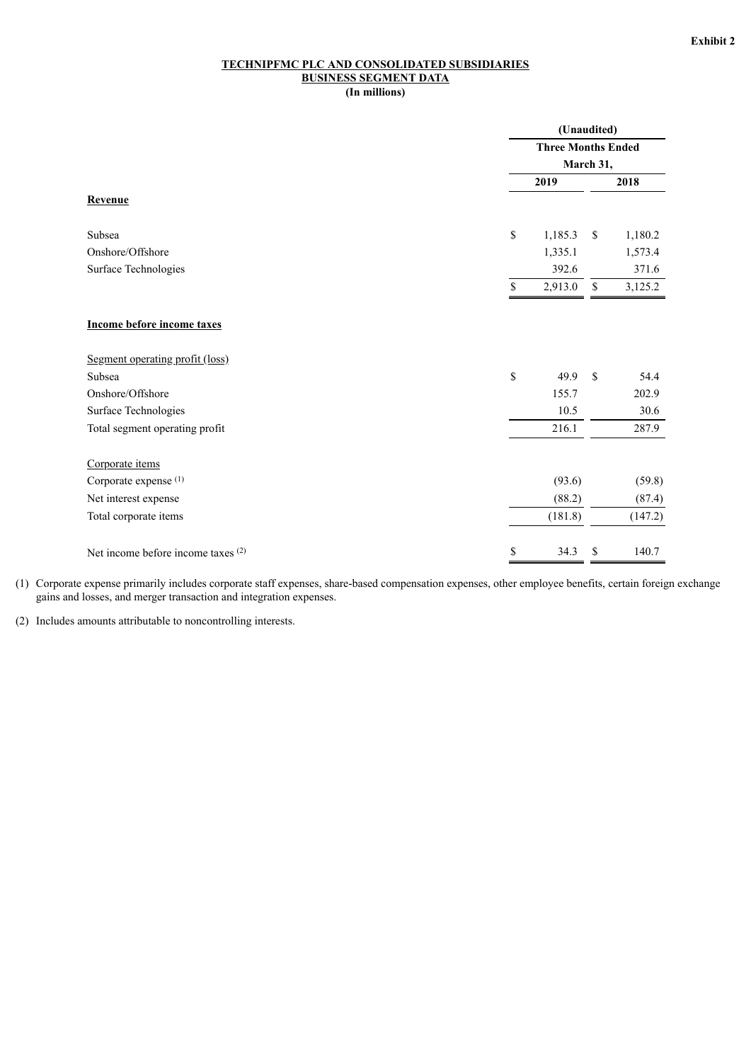Exhibit 2

**TECHNIPFMC PLC AND CONSOLIDATED SUBSIDIARIES**
**BUSINESS SEGMENT DATA**
**(In millions)**

| | (Unaudited) | |
|---|---|---|
| | Three Months Ended March 31, | |
| | 2019 | 2018 |
| **Revenue** | | |
| Subsea | $ 1,185.3 | $ 1,180.2 |
| Onshore/Offshore | 1,335.1 | 1,573.4 |
| Surface Technologies | 392.6 | 371.6 |
| | $ 2,913.0 | $ 3,125.2 |
| **Income before income taxes** | | |
| Segment operating profit (loss) | | |
| Subsea | $ 49.9 | $ 54.4 |
| Onshore/Offshore | 155.7 | 202.9 |
| Surface Technologies | 10.5 | 30.6 |
| Total segment operating profit | 216.1 | 287.9 |
| Corporate items | | |
| Corporate expense (1) | (93.6) | (59.8) |
| Net interest expense | (88.2) | (87.4) |
| Total corporate items | (181.8) | (147.2) |
| Net income before income taxes (2) | $ 34.3 | $ 140.7 |

(1) Corporate expense primarily includes corporate staff expenses, share-based compensation expenses, other employee benefits, certain foreign exchange gains and losses, and merger transaction and integration expenses.

(2) Includes amounts attributable to noncontrolling interests.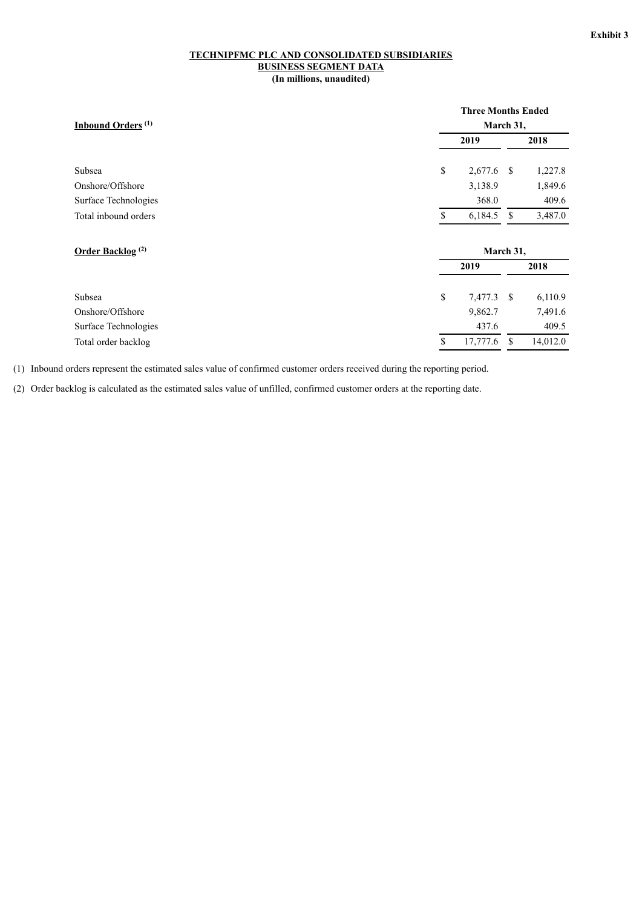Exhibit 3

**TECHNIPFMC PLC AND CONSOLIDATED SUBSIDIARIES**
**BUSINESS SEGMENT DATA**
**(In millions, unaudited)**

| **Inbound Orders** [1] | Three Months Ended March 31, | |
|---|---|---|
| | **2019** | **2018** |
| Subsea | $ 2,677.6 | $ 1,227.8 |
| Onshore/Offshore | 3,138.9 | 1,849.6 |
| Surface Technologies | 368.0 | 409.6 |
| Total inbound orders | $ 6,184.5 | $ 3,487.0 |

| **Order Backlog** [2] | March 31, | |
|---|---|---|
| | **2019** | **2018** |
| Subsea | $ 7,477.3 | $ 6,110.9 |
| Onshore/Offshore | 9,862.7 | 7,491.6 |
| Surface Technologies | 437.6 | 409.5 |
| Total order backlog | $ 17,777.6 | $ 14,012.0 |

(1) Inbound orders represent the estimated sales value of confirmed customer orders received during the reporting period.

(2) Order backlog is calculated as the estimated sales value of unfilled, confirmed customer orders at the reporting date.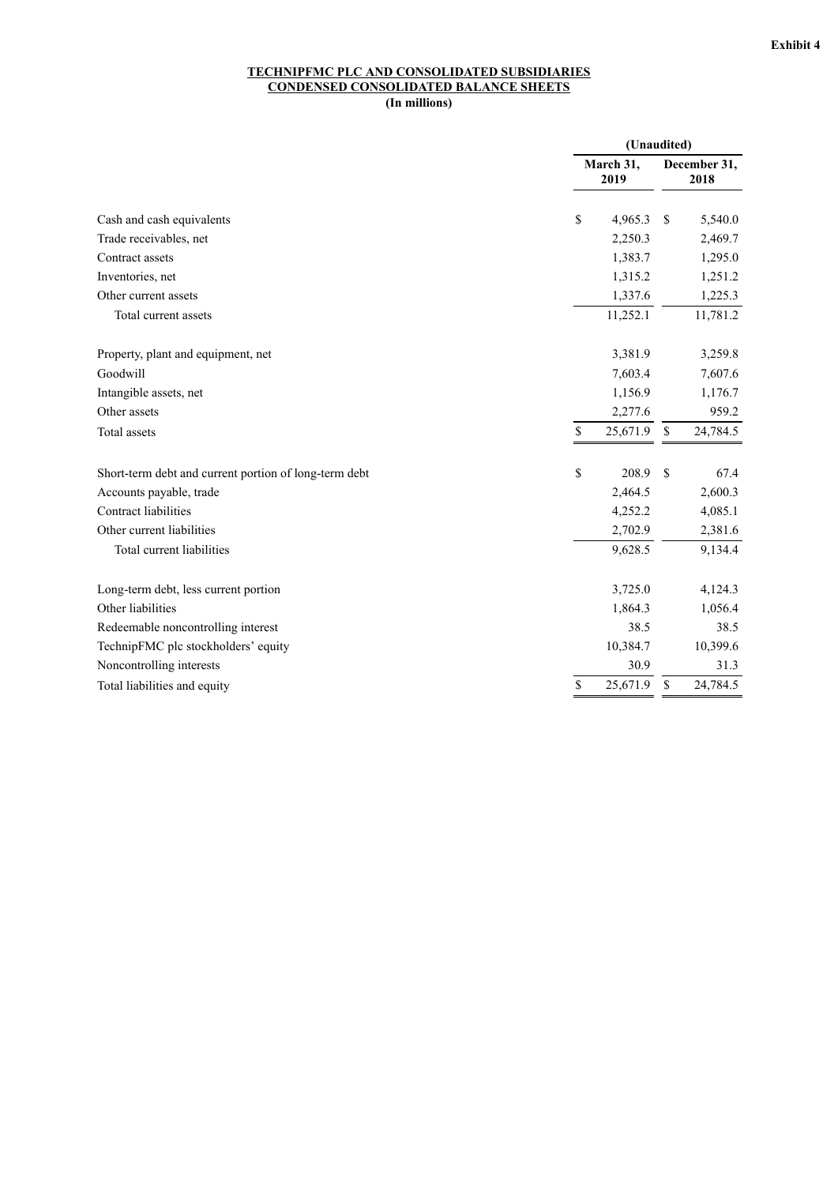**Exhibit 4**

**TECHNIPFMC PLC AND CONSOLIDATED SUBSIDIARIES**
**CONDENSED CONSOLIDATED BALANCE SHEETS**
**(In millions)**

| | (Unaudited) | |
|---|---|---|
| | March 31, 2019 | December 31, 2018 |
| Cash and cash equivalents | $ 4,965.3 | $ 5,540.0 |
| Trade receivables, net | 2,250.3 | 2,469.7 |
| Contract assets | 1,383.7 | 1,295.0 |
| Inventories, net | 1,315.2 | 1,251.2 |
| Other current assets | 1,337.6 | 1,225.3 |
| Total current assets | 11,252.1 | 11,781.2 |
| | | |
| Property, plant and equipment, net | 3,381.9 | 3,259.8 |
| Goodwill | 7,603.4 | 7,607.6 |
| Intangible assets, net | 1,156.9 | 1,176.7 |
| Other assets | 2,277.6 | 959.2 |
| Total assets | $ 25,671.9 | $ 24,784.5 |
| | | |
| Short-term debt and current portion of long-term debt | $ 208.9 | $ 67.4 |
| Accounts payable, trade | 2,464.5 | 2,600.3 |
| Contract liabilities | 4,252.2 | 4,085.1 |
| Other current liabilities | 2,702.9 | 2,381.6 |
| Total current liabilities | 9,628.5 | 9,134.4 |
| | | |
| Long-term debt, less current portion | 3,725.0 | 4,124.3 |
| Other liabilities | 1,864.3 | 1,056.4 |
| Redeemable noncontrolling interest | 38.5 | 38.5 |
| TechnipFMC plc stockholders' equity | 10,384.7 | 10,399.6 |
| Noncontrolling interests | 30.9 | 31.3 |
| Total liabilities and equity | $ 25,671.9 | $ 24,784.5 |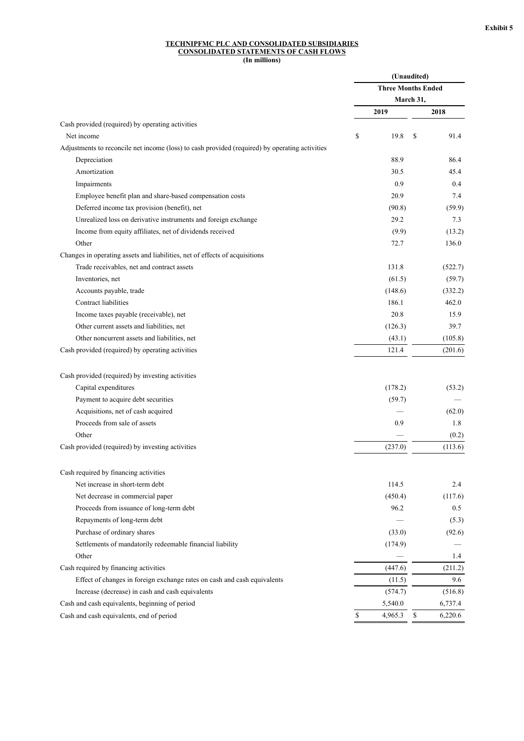**Exhibit 5**

**TECHNIPFMC PLC AND CONSOLIDATED SUBSIDIARIES**
**CONSOLIDATED STATEMENTS OF CASH FLOWS**
**(In millions)**

| | (Unaudited) | |
|---|---|---|
| | Three Months Ended March 31, | |
| | 2019 | 2018 |
| Cash provided (required) by operating activities | | |
| Net income | $ 19.8 | $ 91.4 |
| Adjustments to reconcile net income (loss) to cash provided (required) by operating activities | | |
| Depreciation | 88.9 | 86.4 |
| Amortization | 30.5 | 45.4 |
| Impairments | 0.9 | 0.4 |
| Employee benefit plan and share-based compensation costs | 20.9 | 7.4 |
| Deferred income tax provision (benefit), net | (90.8) | (59.9) |
| Unrealized loss on derivative instruments and foreign exchange | 29.2 | 7.3 |
| Income from equity affiliates, net of dividends received | (9.9) | (13.2) |
| Other | 72.7 | 136.0 |
| Changes in operating assets and liabilities, net of effects of acquisitions | | |
| Trade receivables, net and contract assets | 131.8 | (522.7) |
| Inventories, net | (61.5) | (59.7) |
| Accounts payable, trade | (148.6) | (332.2) |
| Contract liabilities | 186.1 | 462.0 |
| Income taxes payable (receivable), net | 20.8 | 15.9 |
| Other current assets and liabilities, net | (126.3) | 39.7 |
| Other noncurrent assets and liabilities, net | (43.1) | (105.8) |
| Cash provided (required) by operating activities | 121.4 | (201.6) |
| | | |
| Cash provided (required) by investing activities | | |
| Capital expenditures | (178.2) | (53.2) |
| Payment to acquire debt securities | (59.7) | — |
| Acquisitions, net of cash acquired | — | (62.0) |
| Proceeds from sale of assets | 0.9 | 1.8 |
| Other | — | (0.2) |
| Cash provided (required) by investing activities | (237.0) | (113.6) |
| | | |
| Cash required by financing activities | | |
| Net increase in short-term debt | 114.5 | 2.4 |
| Net decrease in commercial paper | (450.4) | (117.6) |
| Proceeds from issuance of long-term debt | 96.2 | 0.5 |
| Repayments of long-term debt | — | (5.3) |
| Purchase of ordinary shares | (33.0) | (92.6) |
| Settlements of mandatorily redeemable financial liability | (174.9) | — |
| Other | — | 1.4 |
| Cash required by financing activities | (447.6) | (211.2) |
| Effect of changes in foreign exchange rates on cash and cash equivalents | (11.5) | 9.6 |
| Increase (decrease) in cash and cash equivalents | (574.7) | (516.8) |
| Cash and cash equivalents, beginning of period | 5,540.0 | 6,737.4 |
| Cash and cash equivalents, end of period | $ 4,965.3 | $ 6,220.6 |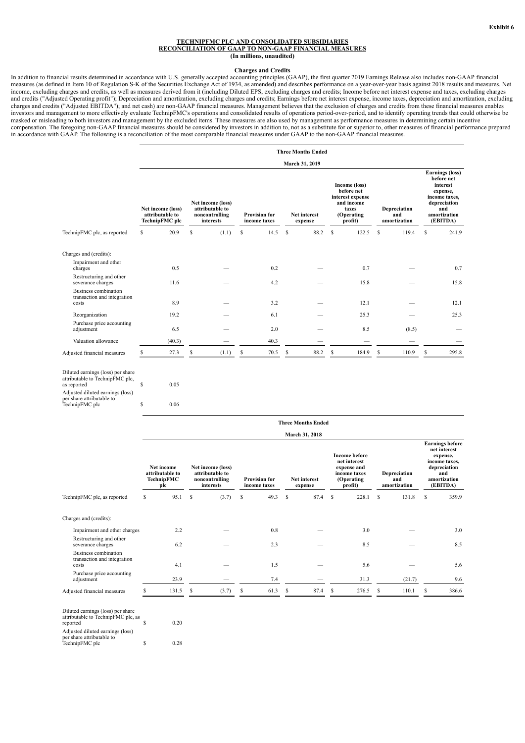**Exhibit 6**

**TECHNIPFMC PLC AND CONSOLIDATED SUBSIDIARIES**
**RECONCILIATION OF GAAP TO NON-GAAP FINANCIAL MEASURES**
**(In millions, unaudited)**

**Charges and Credits**

In addition to financial results determined in accordance with U.S. generally accepted accounting principles (GAAP), the first quarter 2019 Earnings Release also includes non-GAAP financial measures (as defined in Item 10 of Regulation S-K of the Securities Exchange Act of 1934, as amended) and describes performance on a year-over-year basis against 2018 results and measures. Net income, excluding charges and credits, as well as measures derived from it (including Diluted EPS, excluding charges and credits; Income before net interest expense and taxes, excluding charges and credits ("Adjusted Operating profit"); Depreciation and amortization, excluding charges and credits; Earnings before net interest expense, income taxes, depreciation and amortization, excluding charges and credits ("Adjusted EBITDA"); and net cash) are non-GAAP financial measures. Management believes that the exclusion of charges and credits from these financial measures enables investors and management to more effectively evaluate TechnipFMC's operations and consolidated results of operations period-over-period, and to identify operating trends that could otherwise be masked or misleading to both investors and management by the excluded items. These measures are also used by management as performance measures in determining certain incentive compensation. The foregoing non-GAAP financial measures should be considered by investors in addition to, not as a substitute for or superior to, other measures of financial performance prepared in accordance with GAAP. The following is a reconciliation of the most comparable financial measures under GAAP to the non-GAAP financial measures.

| | Three Months Ended March 31, 2019 | | | | | | |
|---|---|---|---|---|---|---|---|
| | Net income (loss) attributable to TechnipFMC plc | Net income (loss) attributable to noncontrolling interests | Provision for income taxes | Net interest expense | Income (loss) before net interest expense and income taxes (Operating profit) | Depreciation and amortization | Earnings (loss) before net interest expense, income taxes, depreciation and amortization (EBITDA) |
| TechnipFMC plc, as reported | $ 20.9 | $ (1.1) | $ 14.5 | $ 88.2 | $ 122.5 | $ 119.4 | $ 241.9 |
| Charges and (credits): | | | | | | | |
| Impairment and other charges | 0.5 | — | 0.2 | — | 0.7 | — | 0.7 |
| Restructuring and other severance charges | 11.6 | — | 4.2 | — | 15.8 | — | 15.8 |
| Business combination transaction and integration costs | 8.9 | — | 3.2 | — | 12.1 | — | 12.1 |
| Reorganization | 19.2 | — | 6.1 | — | 25.3 | — | 25.3 |
| Purchase price accounting adjustment | 6.5 | — | 2.0 | — | 8.5 | (8.5) | — |
| Valuation allowance | (40.3) | — | 40.3 | — | — | — | — |
| Adjusted financial measures | $ 27.3 | $ (1.1) | $ 70.5 | $ 88.2 | $ 184.9 | $ 110.9 | $ 295.8 |
| Diluted earnings (loss) per share attributable to TechnipFMC plc, as reported | $ 0.05 | | | | | | |
| Adjusted diluted earnings (loss) per share attributable to TechnipFMC plc | $ 0.06 | | | | | | |

| | Three Months Ended March 31, 2018 | | | | | | |
|---|---|---|---|---|---|---|---|
| | Net income attributable to TechnipFMC plc | Net income (loss) attributable to noncontrolling interests | Provision for income taxes | Net interest expense | Income before net interest expense and income taxes (Operating profit) | Depreciation and amortization | Earnings before net interest expense, income taxes, depreciation and amortization (EBITDA) |
| TechnipFMC plc, as reported | $ 95.1 | $ (3.7) | $ 49.3 | $ 87.4 | $ 228.1 | $ 131.8 | $ 359.9 |
| Charges and (credits): | | | | | | | |
| Impairment and other charges | 2.2 | — | 0.8 | — | 3.0 | — | 3.0 |
| Restructuring and other severance charges | 6.2 | — | 2.3 | — | 8.5 | — | 8.5 |
| Business combination transaction and integration costs | 4.1 | — | 1.5 | — | 5.6 | — | 5.6 |
| Purchase price accounting adjustment | 23.9 | — | 7.4 | — | 31.3 | (21.7) | 9.6 |
| Adjusted financial measures | $ 131.5 | $ (3.7) | $ 61.3 | $ 87.4 | $ 276.5 | $ 110.1 | $ 386.6 |
| Diluted earnings (loss) per share attributable to TechnipFMC plc, as reported | $ 0.20 | | | | | | |
| Adjusted diluted earnings (loss) per share attributable to TechnipFMC plc | $ 0.28 | | | | | | |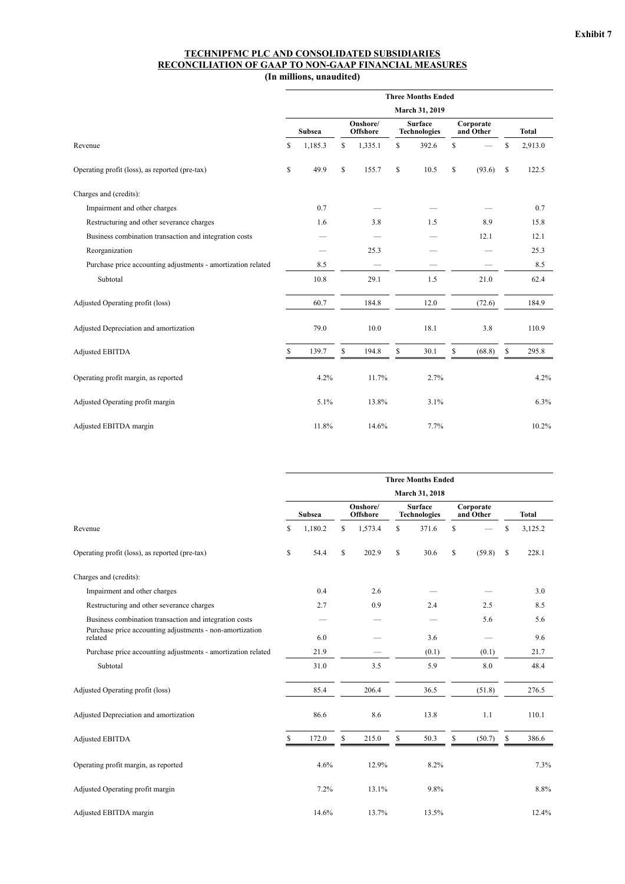**Exhibit 7**

**TECHNIPFMC PLC AND CONSOLIDATED SUBSIDIARIES**
**RECONCILIATION OF GAAP TO NON-GAAP FINANCIAL MEASURES**
**(In millions, unaudited)**

| | Three Months Ended March 31, 2019 | | | | |
|---|---|---|---|---|---|
| | Subsea | Onshore/ Offshore | Surface Technologies | Corporate and Other | Total |
| Revenue | $ 1,185.3 | $ 1,335.1 | $ 392.6 | $ — | $ 2,913.0 |
| Operating profit (loss), as reported (pre-tax) | $ 49.9 | $ 155.7 | $ 10.5 | $ (93.6) | $ 122.5 |
| Charges and (credits): | | | | | |
| Impairment and other charges | 0.7 | — | — | — | 0.7 |
| Restructuring and other severance charges | 1.6 | 3.8 | 1.5 | 8.9 | 15.8 |
| Business combination transaction and integration costs | — | — | — | 12.1 | 12.1 |
| Reorganization | — | 25.3 | — | — | 25.3 |
| Purchase price accounting adjustments - amortization related | 8.5 | — | — | — | 8.5 |
| Subtotal | 10.8 | 29.1 | 1.5 | 21.0 | 62.4 |
| Adjusted Operating profit (loss) | 60.7 | 184.8 | 12.0 | (72.6) | 184.9 |
| Adjusted Depreciation and amortization | 79.0 | 10.0 | 18.1 | 3.8 | 110.9 |
| Adjusted EBITDA | $ 139.7 | $ 194.8 | $ 30.1 | $ (68.8) | $ 295.8 |
| Operating profit margin, as reported | 4.2% | 11.7% | 2.7% | | 4.2% |
| Adjusted Operating profit margin | 5.1% | 13.8% | 3.1% | | 6.3% |
| Adjusted EBITDA margin | 11.8% | 14.6% | 7.7% | | 10.2% |

| | Three Months Ended March 31, 2018 | | | | |
|---|---|---|---|---|---|
| | Subsea | Onshore/ Offshore | Surface Technologies | Corporate and Other | Total |
| Revenue | $ 1,180.2 | $ 1,573.4 | $ 371.6 | $ — | $ 3,125.2 |
| Operating profit (loss), as reported (pre-tax) | $ 54.4 | $ 202.9 | $ 30.6 | $ (59.8) | $ 228.1 |
| Charges and (credits): | | | | | |
| Impairment and other charges | 0.4 | 2.6 | — | — | 3.0 |
| Restructuring and other severance charges | 2.7 | 0.9 | 2.4 | 2.5 | 8.5 |
| Business combination transaction and integration costs | — | — | — | 5.6 | 5.6 |
| Purchase price accounting adjustments - non-amortization related | 6.0 | — | 3.6 | — | 9.6 |
| Purchase price accounting adjustments - amortization related | 21.9 | — | (0.1) | (0.1) | 21.7 |
| Subtotal | 31.0 | 3.5 | 5.9 | 8.0 | 48.4 |
| Adjusted Operating profit (loss) | 85.4 | 206.4 | 36.5 | (51.8) | 276.5 |
| Adjusted Depreciation and amortization | 86.6 | 8.6 | 13.8 | 1.1 | 110.1 |
| Adjusted EBITDA | $ 172.0 | $ 215.0 | $ 50.3 | $ (50.7) | $ 386.6 |
| Operating profit margin, as reported | 4.6% | 12.9% | 8.2% | | 7.3% |
| Adjusted Operating profit margin | 7.2% | 13.1% | 9.8% | | 8.8% |
| Adjusted EBITDA margin | 14.6% | 13.7% | 13.5% | | 12.4% |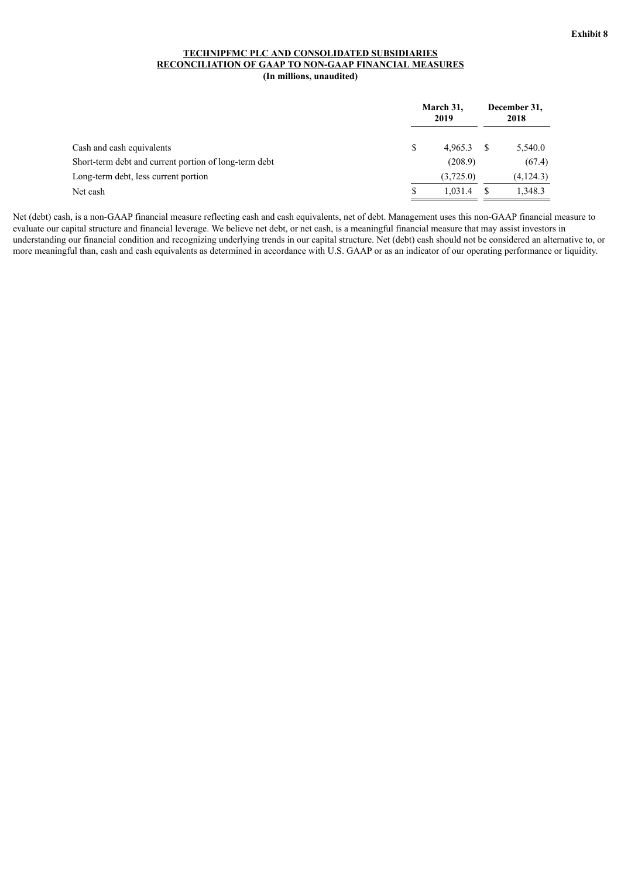**Exhibit 8**

**TECHNIPFMC PLC AND CONSOLIDATED SUBSIDIARIES**
**RECONCILIATION OF GAAP TO NON-GAAP FINANCIAL MEASURES**
**(In millions, unaudited)**

| | March 31, 2019 | December 31, 2018 |
|---|---|---|
| Cash and cash equivalents | $ 4,965.3 | $ 5,540.0 |
| Short-term debt and current portion of long-term debt | (208.9) | (67.4) |
| Long-term debt, less current portion | (3,725.0) | (4,124.3) |
| Net cash | $ 1,031.4 | $ 1,348.3 |

Net (debt) cash, is a non-GAAP financial measure reflecting cash and cash equivalents, net of debt. Management uses this non-GAAP financial measure to evaluate our capital structure and financial leverage. We believe net debt, or net cash, is a meaningful financial measure that may assist investors in understanding our financial condition and recognizing underlying trends in our capital structure. Net (debt) cash should not be considered an alternative to, or more meaningful than, cash and cash equivalents as determined in accordance with U.S. GAAP or as an indicator of our operating performance or liquidity.